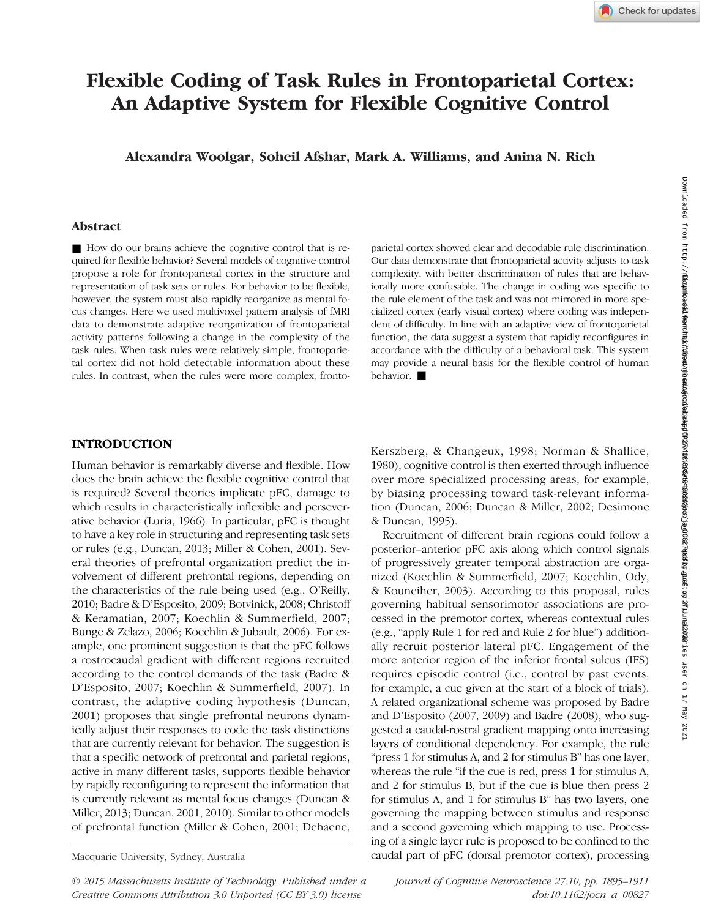# Flexible Coding of Task Rules in Frontoparietal Cortex: An Adaptive System for Flexible Cognitive Control

**Alexandra Woolgar, Soheil Afshar, Mark A. Williams, and Anina N. Rich**

## Abstract

■ How do our brains achieve the cognitive control that is required for flexible behavior? Several models of cognitive control propose a role for frontoparietal cortex in the structure and representation of task sets or rules. For behavior to be flexible, however, the system must also rapidly reorganize as mental focus changes. Here we used multivoxel pattern analysis of fMRI data to demonstrate adaptive reorganization of frontoparietal activity patterns following a change in the complexity of the task rules. When task rules were relatively simple, frontoparietal cortex did not hold detectable information about these rules. In contrast, when the rules were more complex, frontoparietal cortex showed clear and decodable rule discrimination. Our data demonstrate that frontoparietal activity adjusts to task complexity, with better discrimination of rules that are behaviorally more confusable. The change in coding was specific to the rule element of the task and was not mirrored in more specialized cortex (early visual cortex) where coding was independent of difficulty. In line with an adaptive view of frontoparietal function, the data suggest a system that rapidly reconfigures in accordance with the difficulty of a behavioral task. This system may provide a neural basis for the flexible control of human behavior. ■

## INTRODUCTION

Human behavior is remarkably diverse and flexible. How does the brain achieve the flexible cognitive control that is required? Several theories implicate pFC, damage to which results in characteristically inflexible and perseverative behavior (Luria, 1966). In particular, pFC is thought to have a key role in structuring and representing task sets or rules (e.g., Duncan, 2013; Miller & Cohen, 2001). Several theories of prefrontal organization predict the involvement of different prefrontal regions, depending on the characteristics of the rule being used (e.g., O'Reilly, 2010; Badre & D'Esposito, 2009; Botvinick, 2008; Christoff & Keramatian, 2007; Koechlin & Summerfield, 2007; Bunge & Zelazo, 2006; Koechlin & Jubault, 2006). For example, one prominent suggestion is that the pFC follows a rostrocaudal gradient with different regions recruited according to the control demands of the task (Badre & D'Esposito, 2007; Koechlin & Summerfield, 2007). In contrast, the adaptive coding hypothesis (Duncan, 2001) proposes that single prefrontal neurons dynamically adjust their responses to code the task distinctions that are currently relevant for behavior. The suggestion is that a specific network of prefrontal and parietal regions, active in many different tasks, supports flexible behavior by rapidly reconfiguring to represent the information that is currently relevant as mental focus changes (Duncan & Miller, 2013; Duncan, 2001, 2010). Similar to other models of prefrontal function (Miller & Cohen, 2001; Dehaene, Kerszberg, & Changeux, 1998; Norman & Shallice, 1980), cognitive control is then exerted through influence over more specialized processing areas, for example, by biasing processing toward task-relevant information (Duncan, 2006; Duncan & Miller, 2002; Desimone & Duncan, 1995).

Recruitment of different brain regions could follow a posterior–anterior pFC axis along which control signals of progressively greater temporal abstraction are organized (Koechlin & Summerfield, 2007; Koechlin, Ody, & Kouneiher, 2003). According to this proposal, rules governing habitual sensorimotor associations are processed in the premotor cortex, whereas contextual rules (e.g., "apply Rule 1 for red and Rule 2 for blue") additionally recruit posterior lateral pFC. Engagement of the more anterior region of the inferior frontal sulcus (IFS) requires episodic control (i.e., control by past events, for example, a cue given at the start of a block of trials). A related organizational scheme was proposed by Badre and D'Esposito (2007, 2009) and Badre (2008), who suggested a caudal-rostral gradient mapping onto increasing layers of conditional dependency. For example, the rule "press 1 for stimulus A, and 2 for stimulus B" has one layer, whereas the rule "if the cue is red, press 1 for stimulus A, and 2 for stimulus B, but if the cue is blue then press 2 for stimulus A, and 1 for stimulus B" has two layers, one governing the mapping between stimulus and response and a second governing which mapping to use. Processing of a single layer rule is proposed to be confined to the caudal part of pFC (dorsal premotor cortex), processing

Macquarie University, Sydney, Australia

© 2015 Massachusetts Institute of Technology. Published under a Creative Commons Attribution 3.0 Unported (CC BY 3.0) license

doi:10.1162/jocn_a_00827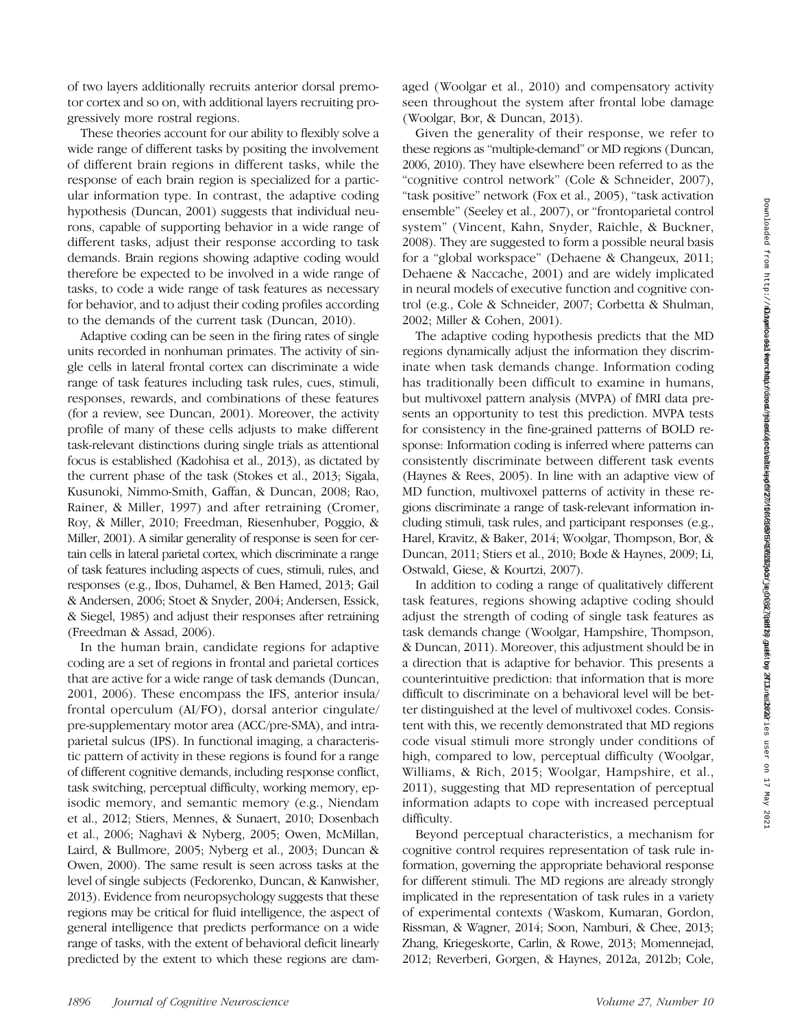of two layers additionally recruits anterior dorsal premotor cortex and so on, with additional layers recruiting progressively more rostral regions.

These theories account for our ability to flexibly solve a wide range of different tasks by positing the involvement of different brain regions in different tasks, while the response of each brain region is specialized for a particular information type. In contrast, the adaptive coding hypothesis (Duncan, 2001) suggests that individual neurons, capable of supporting behavior in a wide range of different tasks, adjust their response according to task demands. Brain regions showing adaptive coding would therefore be expected to be involved in a wide range of tasks, to code a wide range of task features as necessary for behavior, and to adjust their coding profiles according to the demands of the current task (Duncan, 2010).

Adaptive coding can be seen in the firing rates of single units recorded in nonhuman primates. The activity of single cells in lateral frontal cortex can discriminate a wide range of task features including task rules, cues, stimuli, responses, rewards, and combinations of these features (for a review, see Duncan, 2001). Moreover, the activity profile of many of these cells adjusts to make different task-relevant distinctions during single trials as attentional focus is established (Kadohisa et al., 2013), as dictated by the current phase of the task (Stokes et al., 2013; Sigala, Kusunoki, Nimmo-Smith, Gaffan, & Duncan, 2008; Rao, Rainer, & Miller, 1997) and after retraining (Cromer, Roy, & Miller, 2010; Freedman, Riesenhuber, Poggio, & Miller, 2001). A similar generality of response is seen for certain cells in lateral parietal cortex, which discriminate a range of task features including aspects of cues, stimuli, rules, and responses (e.g., Ibos, Duhamel, & Ben Hamed, 2013; Gail & Andersen, 2006; Stoet & Snyder, 2004; Andersen, Essick, & Siegel, 1985) and adjust their responses after retraining (Freedman & Assad, 2006).

In the human brain, candidate regions for adaptive coding are a set of regions in frontal and parietal cortices that are active for a wide range of task demands (Duncan, 2001, 2006). These encompass the IFS, anterior insula/frontal operculum (AI/FO), dorsal anterior cingulate/pre-supplementary motor area (ACC/pre-SMA), and intraparietal sulcus (IPS). In functional imaging, a characteristic pattern of activity in these regions is found for a range of different cognitive demands, including response conflict, task switching, perceptual difficulty, working memory, episodic memory, and semantic memory (e.g., Niendam et al., 2012; Stiers, Mennes, & Sunaert, 2010; Dosenbach et al., 2006; Naghavi & Nyberg, 2005; Owen, McMillan, Laird, & Bullmore, 2005; Nyberg et al., 2003; Duncan & Owen, 2000). The same result is seen across tasks at the level of single subjects (Fedorenko, Duncan, & Kanwisher, 2013). Evidence from neuropsychology suggests that these regions may be critical for fluid intelligence, the aspect of general intelligence that predicts performance on a wide range of tasks, with the extent of behavioral deficit linearly predicted by the extent to which these regions are damaged (Woolgar et al., 2010) and compensatory activity seen throughout the system after frontal lobe damage (Woolgar, Bor, & Duncan, 2013).

Given the generality of their response, we refer to these regions as "multiple-demand" or MD regions (Duncan, 2006, 2010). They have elsewhere been referred to as the "cognitive control network" (Cole & Schneider, 2007), "task positive" network (Fox et al., 2005), "task activation ensemble" (Seeley et al., 2007), or "frontoparietal control system" (Vincent, Kahn, Snyder, Raichle, & Buckner, 2008). They are suggested to form a possible neural basis for a "global workspace" (Dehaene & Changeux, 2011; Dehaene & Naccache, 2001) and are widely implicated in neural models of executive function and cognitive control (e.g., Cole & Schneider, 2007; Corbetta & Shulman, 2002; Miller & Cohen, 2001).

The adaptive coding hypothesis predicts that the MD regions dynamically adjust the information they discriminate when task demands change. Information coding has traditionally been difficult to examine in humans, but multivoxel pattern analysis (MVPA) of fMRI data presents an opportunity to test this prediction. MVPA tests for consistency in the fine-grained patterns of BOLD response: Information coding is inferred where patterns can consistently discriminate between different task events (Haynes & Rees, 2005). In line with an adaptive view of MD function, multivoxel patterns of activity in these regions discriminate a range of task-relevant information including stimuli, task rules, and participant responses (e.g., Harel, Kravitz, & Baker, 2014; Woolgar, Thompson, Bor, & Duncan, 2011; Stiers et al., 2010; Bode & Haynes, 2009; Li, Ostwald, Giese, & Kourtzi, 2007).

In addition to coding a range of qualitatively different task features, regions showing adaptive coding should adjust the strength of coding of single task features as task demands change (Woolgar, Hampshire, Thompson, & Duncan, 2011). Moreover, this adjustment should be in a direction that is adaptive for behavior. This presents a counterintuitive prediction: that information that is more difficult to discriminate on a behavioral level will be better distinguished at the level of multivoxel codes. Consistent with this, we recently demonstrated that MD regions code visual stimuli more strongly under conditions of high, compared to low, perceptual difficulty (Woolgar, Williams, & Rich, 2015; Woolgar, Hampshire, et al., 2011), suggesting that MD representation of perceptual information adapts to cope with increased perceptual difficulty.

Beyond perceptual characteristics, a mechanism for cognitive control requires representation of task rule information, governing the appropriate behavioral response for different stimuli. The MD regions are already strongly implicated in the representation of task rules in a variety of experimental contexts (Waskom, Kumaran, Gordon, Rissman, & Wagner, 2014; Soon, Namburi, & Chee, 2013; Zhang, Kriegeskorte, Carlin, & Rowe, 2013; Momennejad, 2012; Reverberi, Gorgen, & Haynes, 2012a, 2012b; Cole,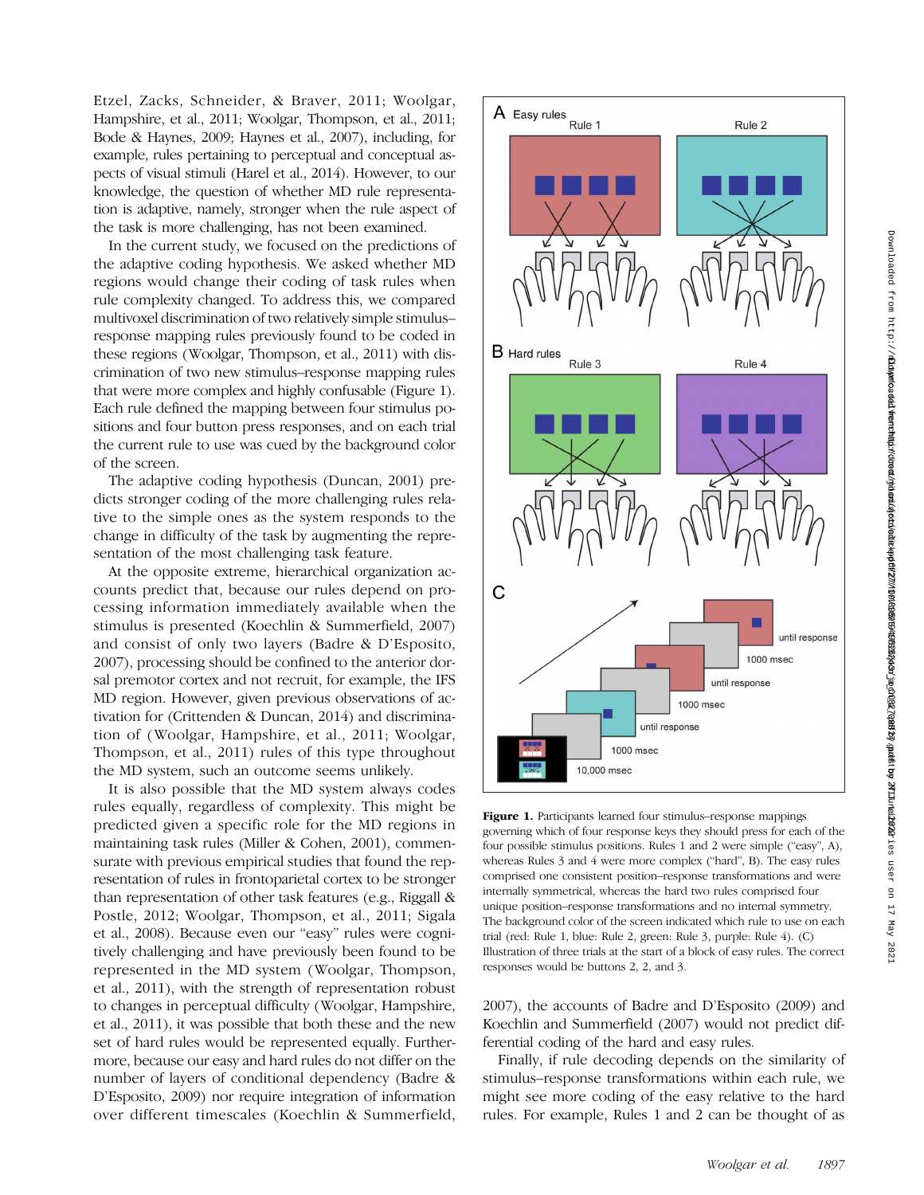Etzel, Zacks, Schneider, & Braver, 2011; Woolgar, Hampshire, et al., 2011; Woolgar, Thompson, et al., 2011; Bode & Haynes, 2009; Haynes et al., 2007), including, for example, rules pertaining to perceptual and conceptual aspects of visual stimuli (Harel et al., 2014). However, to our knowledge, the question of whether MD rule representation is adaptive, namely, stronger when the rule aspect of the task is more challenging, has not been examined.

In the current study, we focused on the predictions of the adaptive coding hypothesis. We asked whether MD regions would change their coding of task rules when rule complexity changed. To address this, we compared multivoxel discrimination of two relatively simple stimulus–response mapping rules previously found to be coded in these regions (Woolgar, Thompson, et al., 2011) with discrimination of two new stimulus–response mapping rules that were more complex and highly confusable (Figure 1). Each rule defined the mapping between four stimulus positions and four button press responses, and on each trial the current rule to use was cued by the background color of the screen.

The adaptive coding hypothesis (Duncan, 2001) predicts stronger coding of the more challenging rules relative to the simple ones as the system responds to the change in difficulty of the task by augmenting the representation of the most challenging task feature.

At the opposite extreme, hierarchical organization accounts predict that, because our rules depend on processing information immediately available when the stimulus is presented (Koechlin & Summerfield, 2007) and consist of only two layers (Badre & D'Esposito, 2007), processing should be confined to the anterior dorsal premotor cortex and not recruit, for example, the IFS MD region. However, given previous observations of activation for (Crittenden & Duncan, 2014) and discrimination of (Woolgar, Hampshire, et al., 2011; Woolgar, Thompson, et al., 2011) rules of this type throughout the MD system, such an outcome seems unlikely.

It is also possible that the MD system always codes rules equally, regardless of complexity. This might be predicted given a specific role for the MD regions in maintaining task rules (Miller & Cohen, 2001), commensurate with previous empirical studies that found the representation of rules in frontoparietal cortex to be stronger than representation of other task features (e.g., Riggall & Postle, 2012; Woolgar, Thompson, et al., 2011; Sigala et al., 2008). Because even our "easy" rules were cognitively challenging and have previously been found to be represented in the MD system (Woolgar, Thompson, et al., 2011), with the strength of representation robust to changes in perceptual difficulty (Woolgar, Hampshire, et al., 2011), it was possible that both these and the new set of hard rules would be represented equally. Furthermore, because our easy and hard rules do not differ on the number of layers of conditional dependency (Badre & D'Esposito, 2009) nor require integration of information over different timescales (Koechlin & Summerfield, 2007), the accounts of Badre and D'Esposito (2009) and Koechlin and Summerfield (2007) would not predict differential coding of the hard and easy rules.

Finally, if rule decoding depends on the similarity of stimulus–response transformations within each rule, we might see more coding of the easy relative to the hard rules. For example, Rules 1 and 2 can be thought of as

**Figure 1.** Participants learned four stimulus–response mappings governing which of four response keys they should press for each of the four possible stimulus positions. Rules 1 and 2 were simple ("easy", A), whereas Rules 3 and 4 were more complex ("hard", B). The easy rules comprised one consistent position–response transformations and were internally symmetrical, whereas the hard two rules comprised four unique position–response transformations and no internal symmetry. The background color of the screen indicated which rule to use on each trial (red: Rule 1, blue: Rule 2, green: Rule 3, purple: Rule 4). (C) Illustration of three trials at the start of a block of easy rules. The correct responses would be buttons 2, 2, and 3.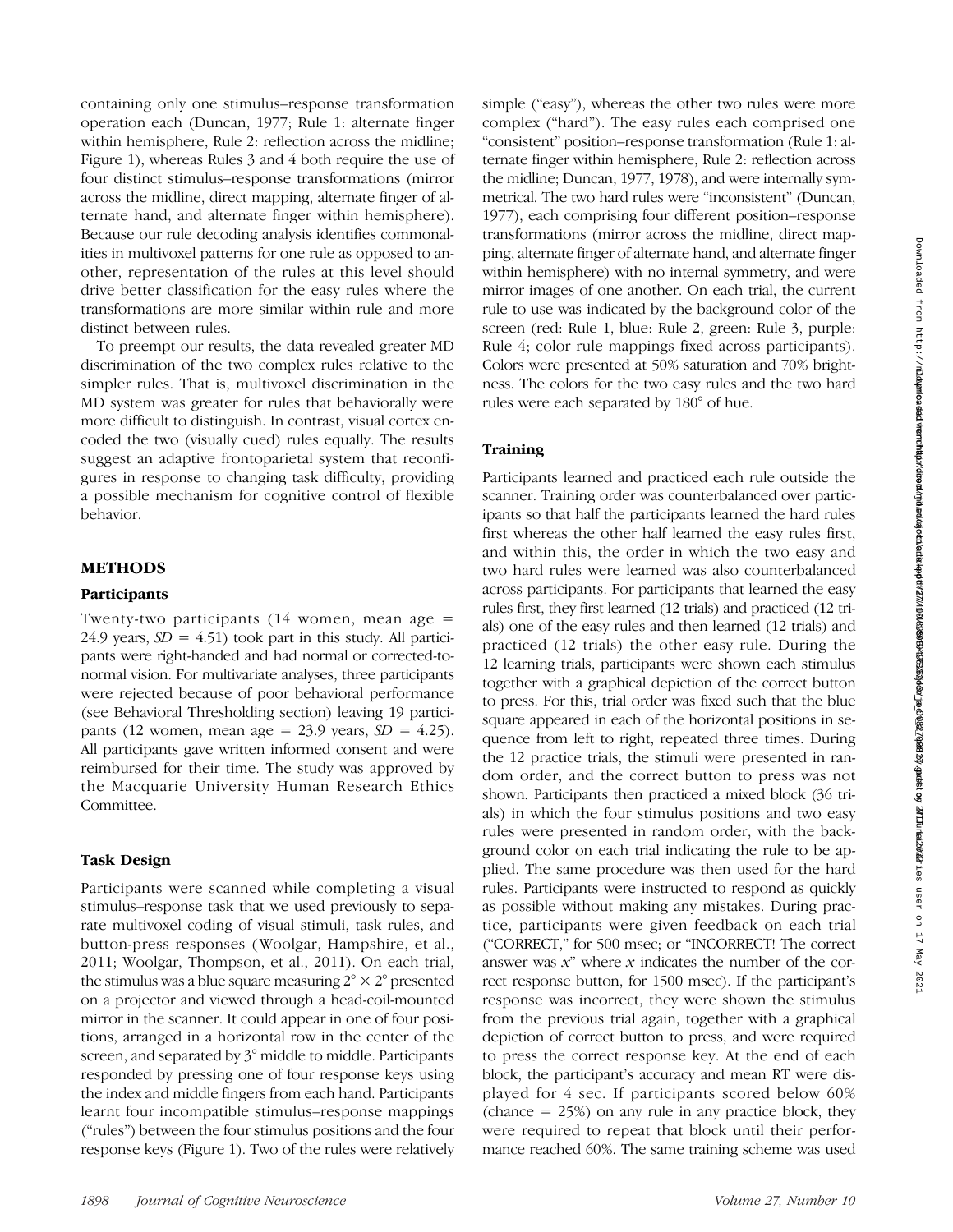containing only one stimulus–response transformation operation each (Duncan, 1977; Rule 1: alternate finger within hemisphere, Rule 2: reflection across the midline; Figure 1), whereas Rules 3 and 4 both require the use of four distinct stimulus–response transformations (mirror across the midline, direct mapping, alternate finger of alternate hand, and alternate finger within hemisphere). Because our rule decoding analysis identifies commonalities in multivoxel patterns for one rule as opposed to another, representation of the rules at this level should drive better classification for the easy rules where the transformations are more similar within rule and more distinct between rules.

To preempt our results, the data revealed greater MD discrimination of the two complex rules relative to the simpler rules. That is, multivoxel discrimination in the MD system was greater for rules that behaviorally were more difficult to distinguish. In contrast, visual cortex encoded the two (visually cued) rules equally. The results suggest an adaptive frontoparietal system that reconfigures in response to changing task difficulty, providing a possible mechanism for cognitive control of flexible behavior.

## METHODS

### Participants

Twenty-two participants (14 women, mean age = 24.9 years, *SD* = 4.51) took part in this study. All participants were right-handed and had normal or corrected-to-normal vision. For multivariate analyses, three participants were rejected because of poor behavioral performance (see Behavioral Thresholding section) leaving 19 participants (12 women, mean age = 23.9 years, *SD* = 4.25). All participants gave written informed consent and were reimbursed for their time. The study was approved by the Macquarie University Human Research Ethics Committee.

### Task Design

Participants were scanned while completing a visual stimulus–response task that we used previously to separate multivoxel coding of visual stimuli, task rules, and button-press responses (Woolgar, Hampshire, et al., 2011; Woolgar, Thompson, et al., 2011). On each trial, the stimulus was a blue square measuring 2° × 2° presented on a projector and viewed through a head-coil-mounted mirror in the scanner. It could appear in one of four positions, arranged in a horizontal row in the center of the screen, and separated by 3° middle to middle. Participants responded by pressing one of four response keys using the index and middle fingers from each hand. Participants learnt four incompatible stimulus–response mappings ("rules") between the four stimulus positions and the four response keys (Figure 1). Two of the rules were relatively simple ("easy"), whereas the other two rules were more complex ("hard"). The easy rules each comprised one "consistent" position–response transformation (Rule 1: alternate finger within hemisphere, Rule 2: reflection across the midline; Duncan, 1977, 1978), and were internally symmetrical. The two hard rules were "inconsistent" (Duncan, 1977), each comprising four different position–response transformations (mirror across the midline, direct mapping, alternate finger of alternate hand, and alternate finger within hemisphere) with no internal symmetry, and were mirror images of one another. On each trial, the current rule to use was indicated by the background color of the screen (red: Rule 1, blue: Rule 2, green: Rule 3, purple: Rule 4; color rule mappings fixed across participants). Colors were presented at 50% saturation and 70% brightness. The colors for the two easy rules and the two hard rules were each separated by 180° of hue.

### Training

Participants learned and practiced each rule outside the scanner. Training order was counterbalanced over participants so that half the participants learned the hard rules first whereas the other half learned the easy rules first, and within this, the order in which the two easy and two hard rules were learned was also counterbalanced across participants. For participants that learned the easy rules first, they first learned (12 trials) and practiced (12 trials) one of the easy rules and then learned (12 trials) and practiced (12 trials) the other easy rule. During the 12 learning trials, participants were shown each stimulus together with a graphical depiction of the correct button to press. For this, trial order was fixed such that the blue square appeared in each of the horizontal positions in sequence from left to right, repeated three times. During the 12 practice trials, the stimuli were presented in random order, and the correct button to press was not shown. Participants then practiced a mixed block (36 trials) in which the four stimulus positions and two easy rules were presented in random order, with the background color on each trial indicating the rule to be applied. The same procedure was then used for the hard rules. Participants were instructed to respond as quickly as possible without making any mistakes. During practice, participants were given feedback on each trial ("CORRECT," for 500 msec; or "INCORRECT! The correct answer was *x*" where *x* indicates the number of the correct response button, for 1500 msec). If the participant's response was incorrect, they were shown the stimulus from the previous trial again, together with a graphical depiction of correct button to press, and were required to press the correct response key. At the end of each block, the participant's accuracy and mean RT were displayed for 4 sec. If participants scored below 60% (chance = 25%) on any rule in any practice block, they were required to repeat that block until their performance reached 60%. The same training scheme was used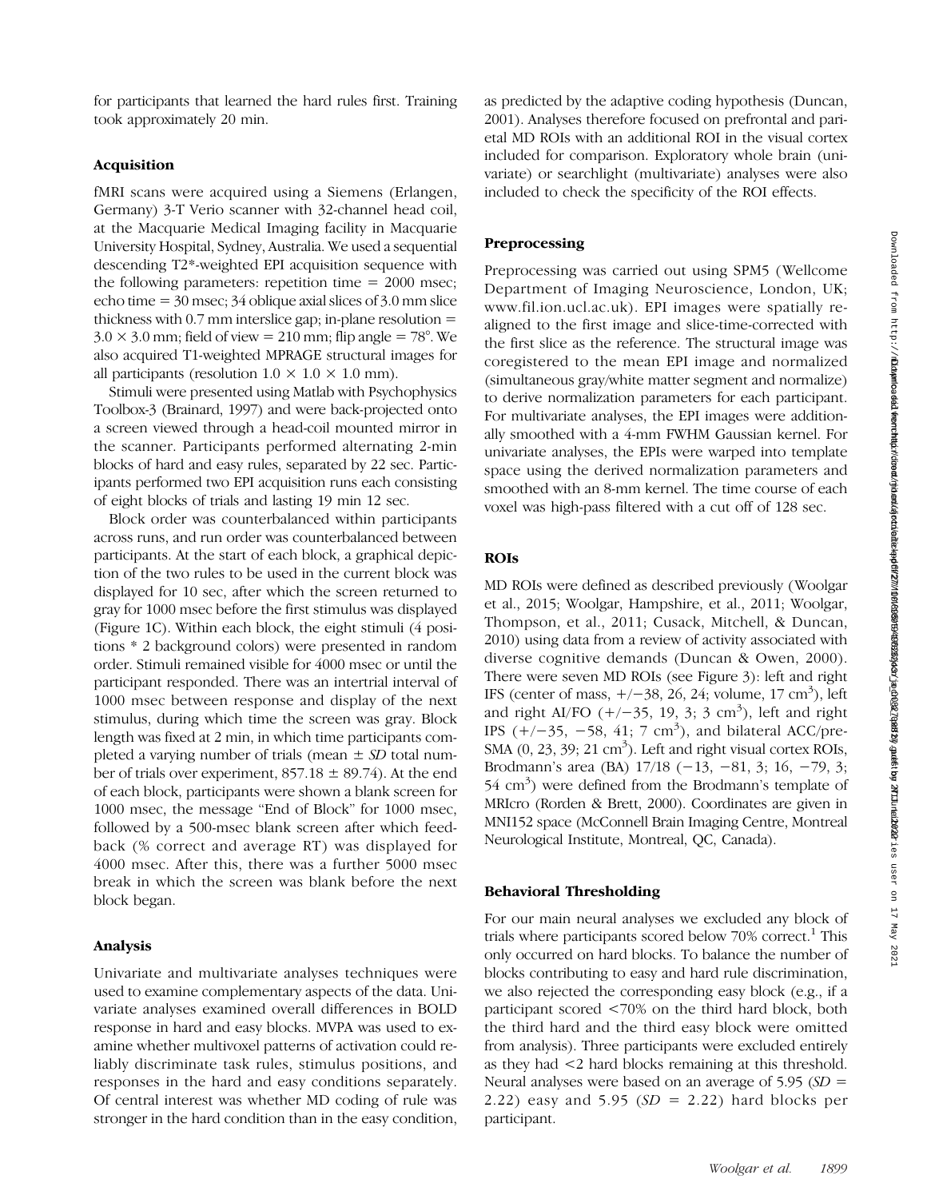for participants that learned the hard rules first. Training took approximately 20 min.

### Acquisition

fMRI scans were acquired using a Siemens (Erlangen, Germany) 3-T Verio scanner with 32-channel head coil, at the Macquarie Medical Imaging facility in Macquarie University Hospital, Sydney, Australia. We used a sequential descending T2*-weighted EPI acquisition sequence with the following parameters: repetition time = 2000 msec; echo time = 30 msec; 34 oblique axial slices of 3.0 mm slice thickness with 0.7 mm interslice gap; in-plane resolution = $3.0 \times 3.0$ mm; field of view = 210 mm; flip angle = 78°. We also acquired T1-weighted MPRAGE structural images for all participants (resolution $1.0 \times 1.0 \times 1.0$ mm).

Stimuli were presented using Matlab with Psychophysics Toolbox-3 (Brainard, 1997) and were back-projected onto a screen viewed through a head-coil mounted mirror in the scanner. Participants performed alternating 2-min blocks of hard and easy rules, separated by 22 sec. Participants performed two EPI acquisition runs each consisting of eight blocks of trials and lasting 19 min 12 sec.

Block order was counterbalanced within participants across runs, and run order was counterbalanced between participants. At the start of each block, a graphical depiction of the two rules to be used in the current block was displayed for 10 sec, after which the screen returned to gray for 1000 msec before the first stimulus was displayed (Figure 1C). Within each block, the eight stimuli (4 positions * 2 background colors) were presented in random order. Stimuli remained visible for 4000 msec or until the participant responded. There was an intertrial interval of 1000 msec between response and display of the next stimulus, during which time the screen was gray. Block length was fixed at 2 min, in which time participants completed a varying number of trials (mean ± *SD* total number of trials over experiment, 857.18 ± 89.74). At the end of each block, participants were shown a blank screen for 1000 msec, the message "End of Block" for 1000 msec, followed by a 500-msec blank screen after which feedback (% correct and average RT) was displayed for 4000 msec. After this, there was a further 5000 msec break in which the screen was blank before the next block began.

### Analysis

Univariate and multivariate analyses techniques were used to examine complementary aspects of the data. Univariate analyses examined overall differences in BOLD response in hard and easy blocks. MVPA was used to examine whether multivoxel patterns of activation could reliably discriminate task rules, stimulus positions, and responses in the hard and easy conditions separately. Of central interest was whether MD coding of rule was stronger in the hard condition than in the easy condition, as predicted by the adaptive coding hypothesis (Duncan, 2001). Analyses therefore focused on prefrontal and parietal MD ROIs with an additional ROI in the visual cortex included for comparison. Exploratory whole brain (univariate) or searchlight (multivariate) analyses were also included to check the specificity of the ROI effects.

### Preprocessing

Preprocessing was carried out using SPM5 (Wellcome Department of Imaging Neuroscience, London, UK; www.fil.ion.ucl.ac.uk). EPI images were spatially realigned to the first image and slice-time-corrected with the first slice as the reference. The structural image was coregistered to the mean EPI image and normalized (simultaneous gray/white matter segment and normalize) to derive normalization parameters for each participant. For multivariate analyses, the EPI images were additionally smoothed with a 4-mm FWHM Gaussian kernel. For univariate analyses, the EPIs were warped into template space using the derived normalization parameters and smoothed with an 8-mm kernel. The time course of each voxel was high-pass filtered with a cut off of 128 sec.

### ROIs

MD ROIs were defined as described previously (Woolgar et al., 2015; Woolgar, Hampshire, et al., 2011; Woolgar, Thompson, et al., 2011; Cusack, Mitchell, & Duncan, 2010) using data from a review of activity associated with diverse cognitive demands (Duncan & Owen, 2000). There were seven MD ROIs (see Figure 3): left and right IFS (center of mass, +/−38, 26, 24; volume, 17 cm$^3$), left and right AI/FO (+/−35, 19, 3; 3 cm$^3$), left and right IPS (+/−35, −58, 41; 7 cm$^3$), and bilateral ACC/pre-SMA (0, 23, 39; 21 cm$^3$). Left and right visual cortex ROIs, Brodmann's area (BA) 17/18 (−13, −81, 3; 16, −79, 3; 54 cm$^3$) were defined from the Brodmann's template of MRIcro (Rorden & Brett, 2000). Coordinates are given in MNI152 space (McConnell Brain Imaging Centre, Montreal Neurological Institute, Montreal, QC, Canada).

### Behavioral Thresholding

For our main neural analyses we excluded any block of trials where participants scored below 70% correct.[1] This only occurred on hard blocks. To balance the number of blocks contributing to easy and hard rule discrimination, we also rejected the corresponding easy block (e.g., if a participant scored <70% on the third hard block, both the third hard and the third easy block were omitted from analysis). Three participants were excluded entirely as they had <2 hard blocks remaining at this threshold. Neural analyses were based on an average of 5.95 (*SD* = 2.22) easy and 5.95 (*SD* = 2.22) hard blocks per participant.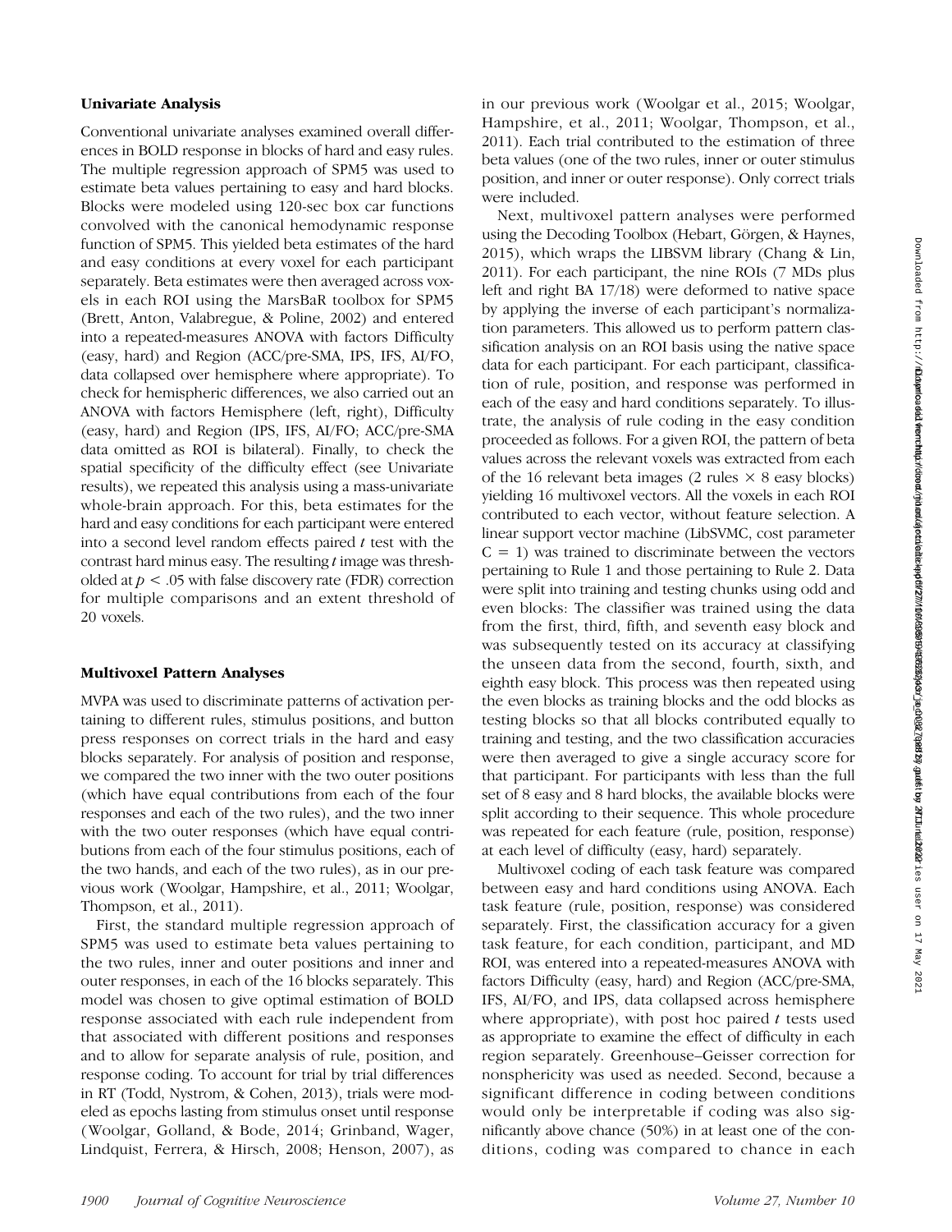### Univariate Analysis

Conventional univariate analyses examined overall differences in BOLD response in blocks of hard and easy rules. The multiple regression approach of SPM5 was used to estimate beta values pertaining to easy and hard blocks. Blocks were modeled using 120-sec box car functions convolved with the canonical hemodynamic response function of SPM5. This yielded beta estimates of the hard and easy conditions at every voxel for each participant separately. Beta estimates were then averaged across voxels in each ROI using the MarsBaR toolbox for SPM5 (Brett, Anton, Valabregue, & Poline, 2002) and entered into a repeated-measures ANOVA with factors Difficulty (easy, hard) and Region (ACC/pre-SMA, IPS, IFS, AI/FO, data collapsed over hemisphere where appropriate). To check for hemispheric differences, we also carried out an ANOVA with factors Hemisphere (left, right), Difficulty (easy, hard) and Region (IPS, IFS, AI/FO; ACC/pre-SMA data omitted as ROI is bilateral). Finally, to check the spatial specificity of the difficulty effect (see Univariate results), we repeated this analysis using a mass-univariate whole-brain approach. For this, beta estimates for the hard and easy conditions for each participant were entered into a second level random effects paired $t$ test with the contrast hard minus easy. The resulting $t$ image was thresholded at $p < .05$ with false discovery rate (FDR) correction for multiple comparisons and an extent threshold of 20 voxels.

### Multivoxel Pattern Analyses

MVPA was used to discriminate patterns of activation pertaining to different rules, stimulus positions, and button press responses on correct trials in the hard and easy blocks separately. For analysis of position and response, we compared the two inner with the two outer positions (which have equal contributions from each of the four responses and each of the two rules), and the two inner with the two outer responses (which have equal contributions from each of the four stimulus positions, each of the two hands, and each of the two rules), as in our previous work (Woolgar, Hampshire, et al., 2011; Woolgar, Thompson, et al., 2011).

First, the standard multiple regression approach of SPM5 was used to estimate beta values pertaining to the two rules, inner and outer positions and inner and outer responses, in each of the 16 blocks separately. This model was chosen to give optimal estimation of BOLD response associated with each rule independent from that associated with different positions and responses and to allow for separate analysis of rule, position, and response coding. To account for trial by trial differences in RT (Todd, Nystrom, & Cohen, 2013), trials were modeled as epochs lasting from stimulus onset until response (Woolgar, Golland, & Bode, 2014; Grinband, Wager, Lindquist, Ferrera, & Hirsch, 2008; Henson, 2007), as in our previous work (Woolgar et al., 2015; Woolgar, Hampshire, et al., 2011; Woolgar, Thompson, et al., 2011). Each trial contributed to the estimation of three beta values (one of the two rules, inner or outer stimulus position, and inner or outer response). Only correct trials were included.

Next, multivoxel pattern analyses were performed using the Decoding Toolbox (Hebart, Görgen, & Haynes, 2015), which wraps the LIBSVM library (Chang & Lin, 2011). For each participant, the nine ROIs (7 MDs plus left and right BA 17/18) were deformed to native space by applying the inverse of each participant's normalization parameters. This allowed us to perform pattern classification analysis on an ROI basis using the native space data for each participant. For each participant, classification of rule, position, and response was performed in each of the easy and hard conditions separately. To illustrate, the analysis of rule coding in the easy condition proceeded as follows. For a given ROI, the pattern of beta values across the relevant voxels was extracted from each of the 16 relevant beta images (2 rules $\times$ 8 easy blocks) yielding 16 multivoxel vectors. All the voxels in each ROI contributed to each vector, without feature selection. A linear support vector machine (LibSVMC, cost parameter $C = 1$) was trained to discriminate between the vectors pertaining to Rule 1 and those pertaining to Rule 2. Data were split into training and testing chunks using odd and even blocks: The classifier was trained using the data from the first, third, fifth, and seventh easy block and was subsequently tested on its accuracy at classifying the unseen data from the second, fourth, sixth, and eighth easy block. This process was then repeated using the even blocks as training blocks and the odd blocks as testing blocks so that all blocks contributed equally to training and testing, and the two classification accuracies were then averaged to give a single accuracy score for that participant. For participants with less than the full set of 8 easy and 8 hard blocks, the available blocks were split according to their sequence. This whole procedure was repeated for each feature (rule, position, response) at each level of difficulty (easy, hard) separately.

Multivoxel coding of each task feature was compared between easy and hard conditions using ANOVA. Each task feature (rule, position, response) was considered separately. First, the classification accuracy for a given task feature, for each condition, participant, and MD ROI, was entered into a repeated-measures ANOVA with factors Difficulty (easy, hard) and Region (ACC/pre-SMA, IFS, AI/FO, and IPS, data collapsed across hemisphere where appropriate), with post hoc paired $t$ tests used as appropriate to examine the effect of difficulty in each region separately. Greenhouse–Geisser correction for nonsphericity was used as needed. Second, because a significant difference in coding between conditions would only be interpretable if coding was also significantly above chance (50%) in at least one of the conditions, coding was compared to chance in each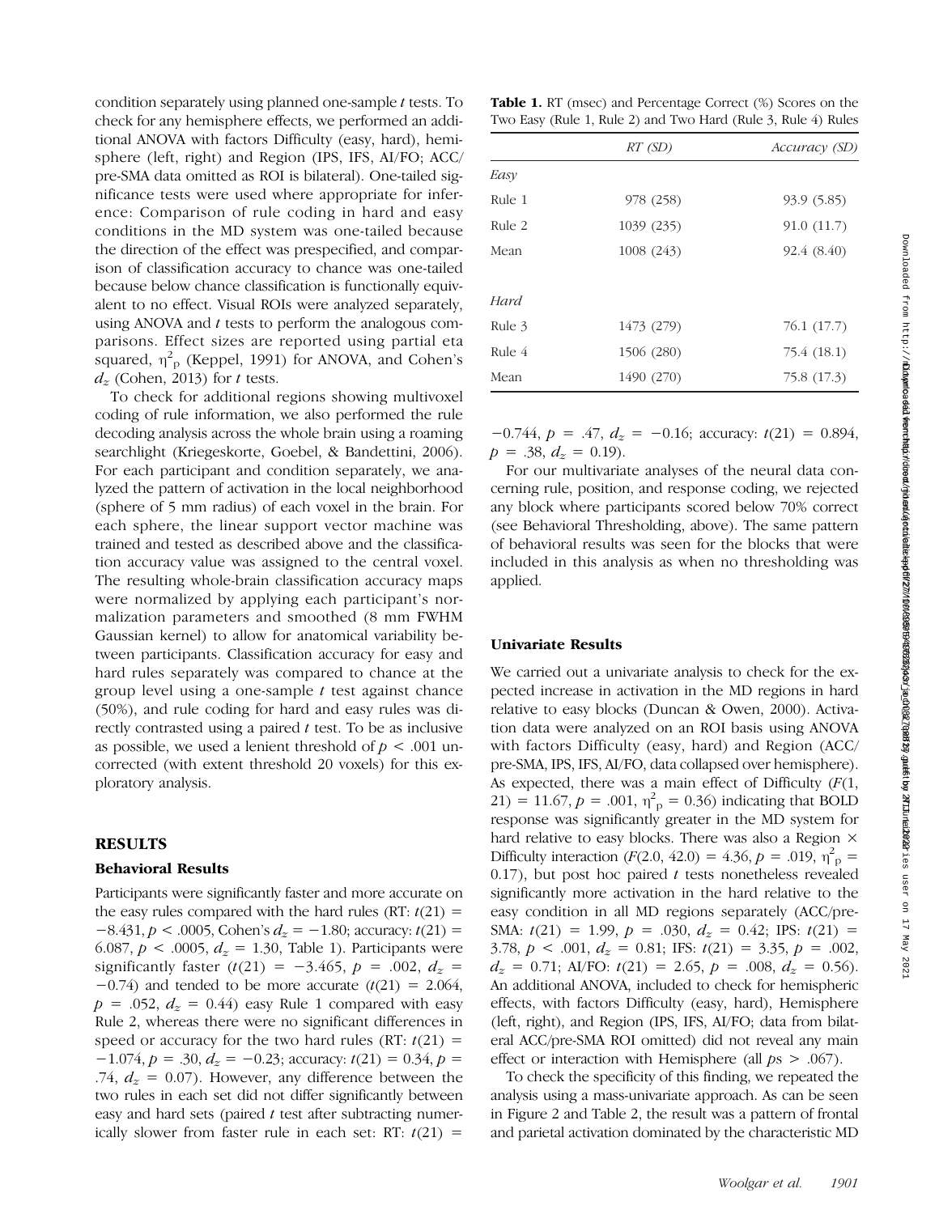condition separately using planned one-sample $t$ tests. To check for any hemisphere effects, we performed an additional ANOVA with factors Difficulty (easy, hard), hemisphere (left, right) and Region (IPS, IFS, AI/FO; ACC/pre-SMA data omitted as ROI is bilateral). One-tailed significance tests were used where appropriate for inference: Comparison of rule coding in hard and easy conditions in the MD system was one-tailed because the direction of the effect was prespecified, and comparison of classification accuracy to chance was one-tailed because below chance classification is functionally equivalent to no effect. Visual ROIs were analyzed separately, using ANOVA and $t$ tests to perform the analogous comparisons. Effect sizes are reported using partial eta squared, $\eta^2_p$ (Keppel, 1991) for ANOVA, and Cohen's $d_z$ (Cohen, 2013) for $t$ tests.

To check for additional regions showing multivoxel coding of rule information, we also performed the rule decoding analysis across the whole brain using a roaming searchlight (Kriegeskorte, Goebel, & Bandettini, 2006). For each participant and condition separately, we analyzed the pattern of activation in the local neighborhood (sphere of 5 mm radius) of each voxel in the brain. For each sphere, the linear support vector machine was trained and tested as described above and the classification accuracy value was assigned to the central voxel. The resulting whole-brain classification accuracy maps were normalized by applying each participant's normalization parameters and smoothed (8 mm FWHM Gaussian kernel) to allow for anatomical variability between participants. Classification accuracy for easy and hard rules separately was compared to chance at the group level using a one-sample $t$ test against chance (50%), and rule coding for hard and easy rules was directly contrasted using a paired $t$ test. To be as inclusive as possible, we used a lenient threshold of $p < .001$ uncorrected (with extent threshold 20 voxels) for this exploratory analysis.

## RESULTS

### Behavioral Results

Participants were significantly faster and more accurate on the easy rules compared with the hard rules (RT: $t(21) = -8.431$, $p < .0005$, Cohen's $d_z = -1.80$; accuracy: $t(21) = 6.087$, $p < .0005$, $d_z = 1.30$, Table 1). Participants were significantly faster ($t(21) = -3.465$, $p = .002$, $d_z = -0.74$) and tended to be more accurate ($t(21) = 2.064$, $p = .052$, $d_z = 0.44$) easy Rule 1 compared with easy Rule 2, whereas there were no significant differences in speed or accuracy for the two hard rules (RT: $t(21) = -1.074$, $p = .30$, $d_z = -0.23$; accuracy: $t(21) = 0.34$, $p = .74$, $d_z = 0.07$). However, any difference between the two rules in each set did not differ significantly between easy and hard sets (paired $t$ test after subtracting numerically slower from faster rule in each set: RT: $t(21) = -0.744$, $p = .47$, $d_z = -0.16$; accuracy: $t(21) = 0.894$, $p = .38$, $d_z = 0.19$).

**Table 1.** RT (msec) and Percentage Correct (%) Scores on the Two Easy (Rule 1, Rule 2) and Two Hard (Rule 3, Rule 4) Rules

| | *RT (SD)* | *Accuracy (SD)* |
|---|---|---|
| *Easy* | | |
| Rule 1 | 978 (258) | 93.9 (5.85) |
| Rule 2 | 1039 (235) | 91.0 (11.7) |
| Mean | 1008 (243) | 92.4 (8.40) |
| *Hard* | | |
| Rule 3 | 1473 (279) | 76.1 (17.7) |
| Rule 4 | 1506 (280) | 75.4 (18.1) |
| Mean | 1490 (270) | 75.8 (17.3) |

For our multivariate analyses of the neural data concerning rule, position, and response coding, we rejected any block where participants scored below 70% correct (see Behavioral Thresholding, above). The same pattern of behavioral results was seen for the blocks that were included in this analysis as when no thresholding was applied.

### Univariate Results

We carried out a univariate analysis to check for the expected increase in activation in the MD regions in hard relative to easy blocks (Duncan & Owen, 2000). Activation data were analyzed on an ROI basis using ANOVA with factors Difficulty (easy, hard) and Region (ACC/pre-SMA, IPS, IFS, AI/FO, data collapsed over hemisphere). As expected, there was a main effect of Difficulty ($F(1, 21) = 11.67$, $p = .001$, $\eta^2_p = 0.36$) indicating that BOLD response was significantly greater in the MD system for hard relative to easy blocks. There was also a Region × Difficulty interaction ($F(2.0, 42.0) = 4.36$, $p = .019$, $\eta^2_p = 0.17$), but post hoc paired $t$ tests nonetheless revealed significantly more activation in the hard relative to the easy condition in all MD regions separately (ACC/pre-SMA: $t(21) = 1.99$, $p = .030$, $d_z = 0.42$; IPS: $t(21) = 3.78$, $p < .001$, $d_z = 0.81$; IFS: $t(21) = 3.35$, $p = .002$, $d_z = 0.71$; AI/FO: $t(21) = 2.65$, $p = .008$, $d_z = 0.56$). An additional ANOVA, included to check for hemispheric effects, with factors Difficulty (easy, hard), Hemisphere (left, right), and Region (IPS, IFS, AI/FO; data from bilateral ACC/pre-SMA ROI omitted) did not reveal any main effect or interaction with Hemisphere (all $p$s $> .067$).

To check the specificity of this finding, we repeated the analysis using a mass-univariate approach. As can be seen in Figure 2 and Table 2, the result was a pattern of frontal and parietal activation dominated by the characteristic MD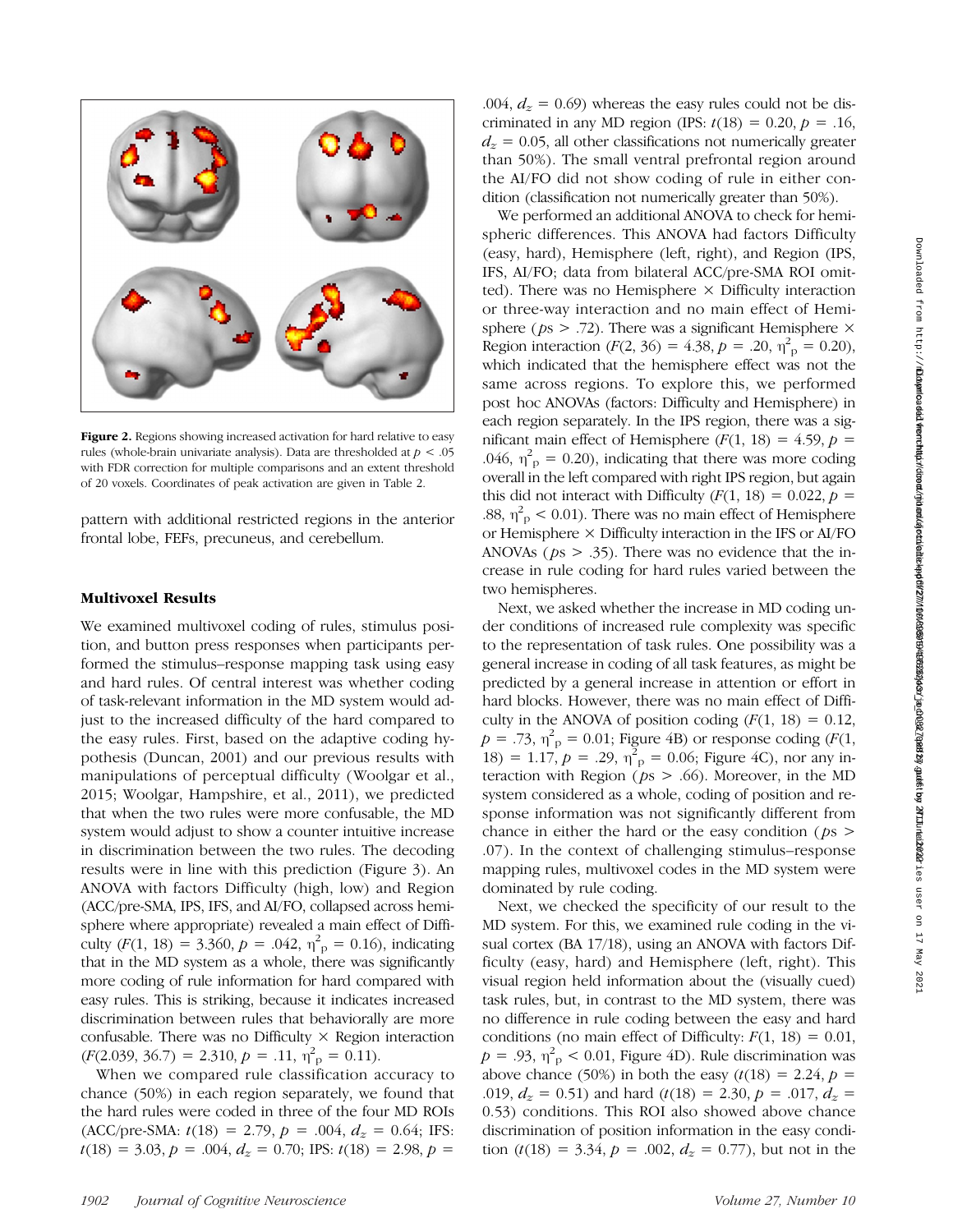Figure 2. Regions showing increased activation for hard relative to easy rules (whole-brain univariate analysis). Data are thresholded at $p < .05$ with FDR correction for multiple comparisons and an extent threshold of 20 voxels. Coordinates of peak activation are given in Table 2.

pattern with additional restricted regions in the anterior frontal lobe, FEFs, precuneus, and cerebellum.

### Multivoxel Results

We examined multivoxel coding of rules, stimulus position, and button press responses when participants performed the stimulus–response mapping task using easy and hard rules. Of central interest was whether coding of task-relevant information in the MD system would adjust to the increased difficulty of the hard compared to the easy rules. First, based on the adaptive coding hypothesis (Duncan, 2001) and our previous results with manipulations of perceptual difficulty (Woolgar et al., 2015; Woolgar, Hampshire, et al., 2011), we predicted that when the two rules were more confusable, the MD system would adjust to show a counter intuitive increase in discrimination between the two rules. The decoding results were in line with this prediction (Figure 3). An ANOVA with factors Difficulty (high, low) and Region (ACC/pre-SMA, IPS, IFS, and AI/FO, collapsed across hemisphere where appropriate) revealed a main effect of Difficulty ($F(1, 18) = 3.360$, $p = .042$, $\eta^2_p = 0.16$), indicating that in the MD system as a whole, there was significantly more coding of rule information for hard compared with easy rules. This is striking, because it indicates increased discrimination between rules that behaviorally are more confusable. There was no Difficulty × Region interaction ($F(2.039, 36.7) = 2.310$, $p = .11$, $\eta^2_p = 0.11$).

When we compared rule classification accuracy to chance (50%) in each region separately, we found that the hard rules were coded in three of the four MD ROIs (ACC/pre-SMA: $t(18) = 2.79$, $p = .004$, $d_z = 0.64$; IFS: $t(18) = 3.03$, $p = .004$, $d_z = 0.70$; IPS: $t(18) = 2.98$, $p = .004$, $d_z = 0.69$) whereas the easy rules could not be discriminated in any MD region (IPS: $t(18) = 0.20$, $p = .16$, $d_z = 0.05$, all other classifications not numerically greater than 50%). The small ventral prefrontal region around the AI/FO did not show coding of rule in either condition (classification not numerically greater than 50%).

We performed an additional ANOVA to check for hemispheric differences. This ANOVA had factors Difficulty (easy, hard), Hemisphere (left, right), and Region (IPS, IFS, AI/FO; data from bilateral ACC/pre-SMA ROI omitted). There was no Hemisphere × Difficulty interaction or three-way interaction and no main effect of Hemisphere ($p$s > .72). There was a significant Hemisphere × Region interaction ($F(2, 36) = 4.38$, $p = .20$, $\eta^2_p = 0.20$), which indicated that the hemisphere effect was not the same across regions. To explore this, we performed post hoc ANOVAs (factors: Difficulty and Hemisphere) in each region separately. In the IPS region, there was a significant main effect of Hemisphere ($F(1, 18) = 4.59$, $p = .046$, $\eta^2_p = 0.20$), indicating that there was more coding overall in the left compared with right IPS region, but again this did not interact with Difficulty ($F(1, 18) = 0.022$, $p = .88$, $\eta^2_p < 0.01$). There was no main effect of Hemisphere or Hemisphere × Difficulty interaction in the IFS or AI/FO ANOVAs ($p$s > .35). There was no evidence that the increase in rule coding for hard rules varied between the two hemispheres.

Next, we asked whether the increase in MD coding under conditions of increased rule complexity was specific to the representation of task rules. One possibility was a general increase in coding of all task features, as might be predicted by a general increase in attention or effort in hard blocks. However, there was no main effect of Difficulty in the ANOVA of position coding ($F(1, 18) = 0.12$, $p = .73$, $\eta^2_p = 0.01$; Figure 4B) or response coding ($F(1, 18) = 1.17$, $p = .29$, $\eta^2_p = 0.06$; Figure 4C), nor any interaction with Region ($p$s > .66). Moreover, in the MD system considered as a whole, coding of position and response information was not significantly different from chance in either the hard or the easy condition ($p$s > .07). In the context of challenging stimulus–response mapping rules, multivoxel codes in the MD system were dominated by rule coding.

Next, we checked the specificity of our result to the MD system. For this, we examined rule coding in the visual cortex (BA 17/18), using an ANOVA with factors Difficulty (easy, hard) and Hemisphere (left, right). This visual region held information about the (visually cued) task rules, but, in contrast to the MD system, there was no difference in rule coding between the easy and hard conditions (no main effect of Difficulty: $F(1, 18) = 0.01$, $p = .93$, $\eta^2_p < 0.01$, Figure 4D). Rule discrimination was above chance (50%) in both the easy ($t(18) = 2.24$, $p = .019$, $d_z = 0.51$) and hard ($t(18) = 2.30$, $p = .017$, $d_z = 0.53$) conditions. This ROI also showed above chance discrimination of position information in the easy condition ($t(18) = 3.34$, $p = .002$, $d_z = 0.77$), but not in the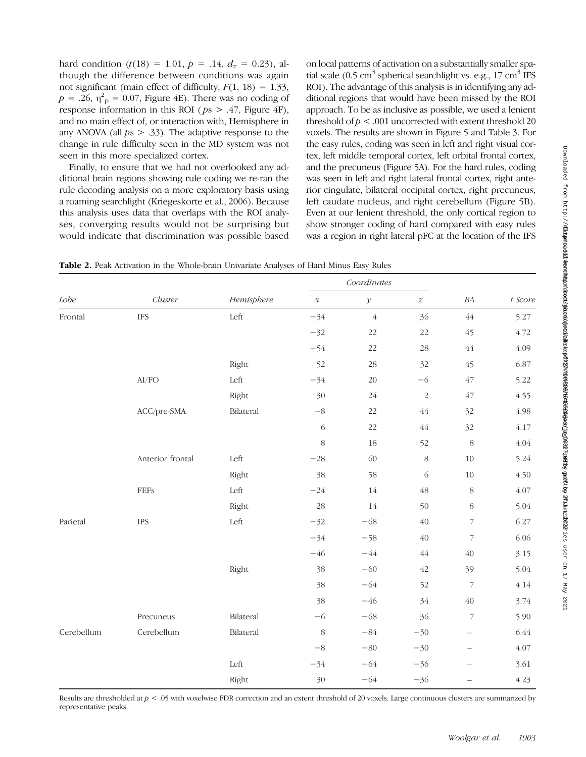hard condition ($t(18) = 1.01$, $p = .14$, $d_z = 0.23$), although the difference between conditions was again not significant (main effect of difficulty, $F(1, 18) = 1.33$, $p = .26$, $\eta^2_p = 0.07$, Figure 4E). There was no coding of response information in this ROI ($ps > .47$, Figure 4F), and no main effect of, or interaction with, Hemisphere in any ANOVA (all $ps > .33$). The adaptive response to the change in rule difficulty seen in the MD system was not seen in this more specialized cortex.

Finally, to ensure that we had not overlooked any additional brain regions showing rule coding we re-ran the rule decoding analysis on a more exploratory basis using a roaming searchlight (Kriegeskorte et al., 2006). Because this analysis uses data that overlaps with the ROI analyses, converging results would not be surprising but would indicate that discrimination was possible based on local patterns of activation on a substantially smaller spatial scale (0.5 $cm^3$ spherical searchlight vs. e.g., 17 $cm^3$ IFS ROI). The advantage of this analysis is in identifying any additional regions that would have been missed by the ROI approach. To be as inclusive as possible, we used a lenient threshold of $p < .001$ uncorrected with extent threshold 20 voxels. The results are shown in Figure 5 and Table 3. For the easy rules, coding was seen in left and right visual cortex, left middle temporal cortex, left orbital frontal cortex, and the precuneus (Figure 5A). For the hard rules, coding was seen in left and right lateral frontal cortex, right anterior cingulate, bilateral occipital cortex, right precuneus, left caudate nucleus, and right cerebellum (Figure 5B). Even at our lenient threshold, the only cortical region to show stronger coding of hard compared with easy rules was a region in right lateral pFC at the location of the IFS

**Table 2.** Peak Activation in the Whole-brain Univariate Analyses of Hard Minus Easy Rules

| Lobe | Cluster | Hemisphere | Coordinates *x* | *y* | *z* | BA | t Score |
|---|---|---|---|---|---|---|---|
| Frontal | IFS | Left | −34 | 4 | 36 | 44 | 5.27 |
| | | | −32 | 22 | 22 | 45 | 4.72 |
| | | | −54 | 22 | 28 | 44 | 4.09 |
| | | Right | 52 | 28 | 32 | 45 | 6.87 |
| | AI/FO | Left | −34 | 20 | −6 | 47 | 5.22 |
| | | Right | 30 | 24 | 2 | 47 | 4.55 |
| | ACC/pre-SMA | Bilateral | −8 | 22 | 44 | 32 | 4.98 |
| | | | 6 | 22 | 44 | 32 | 4.17 |
| | | | 8 | 18 | 52 | 8 | 4.04 |
| | Anterior frontal | Left | −28 | 60 | 8 | 10 | 5.24 |
| | | Right | 38 | 58 | 6 | 10 | 4.50 |
| | FEFs | Left | −24 | 14 | 48 | 8 | 4.07 |
| | | Right | 28 | 14 | 50 | 8 | 5.04 |
| Parietal | IPS | Left | −32 | −68 | 40 | 7 | 6.27 |
| | | | −34 | −58 | 40 | 7 | 6.06 |
| | | | −46 | −44 | 44 | 40 | 3.15 |
| | | Right | 38 | −60 | 42 | 39 | 5.04 |
| | | | 38 | −64 | 52 | 7 | 4.14 |
| | | | 38 | −46 | 34 | 40 | 3.74 |
| | Precuneus | Bilateral | −6 | −68 | 36 | 7 | 5.90 |
| Cerebellum | Cerebellum | Bilateral | 8 | −84 | −30 | – | 6.44 |
| | | | −8 | −80 | −30 | – | 4.07 |
| | | Left | −34 | −64 | −36 | – | 3.61 |
| | | Right | 30 | −64 | −36 | – | 4.23 |

Results are thresholded at $p < .05$ with voxelwise FDR correction and an extent threshold of 20 voxels. Large continuous clusters are summarized by representative peaks.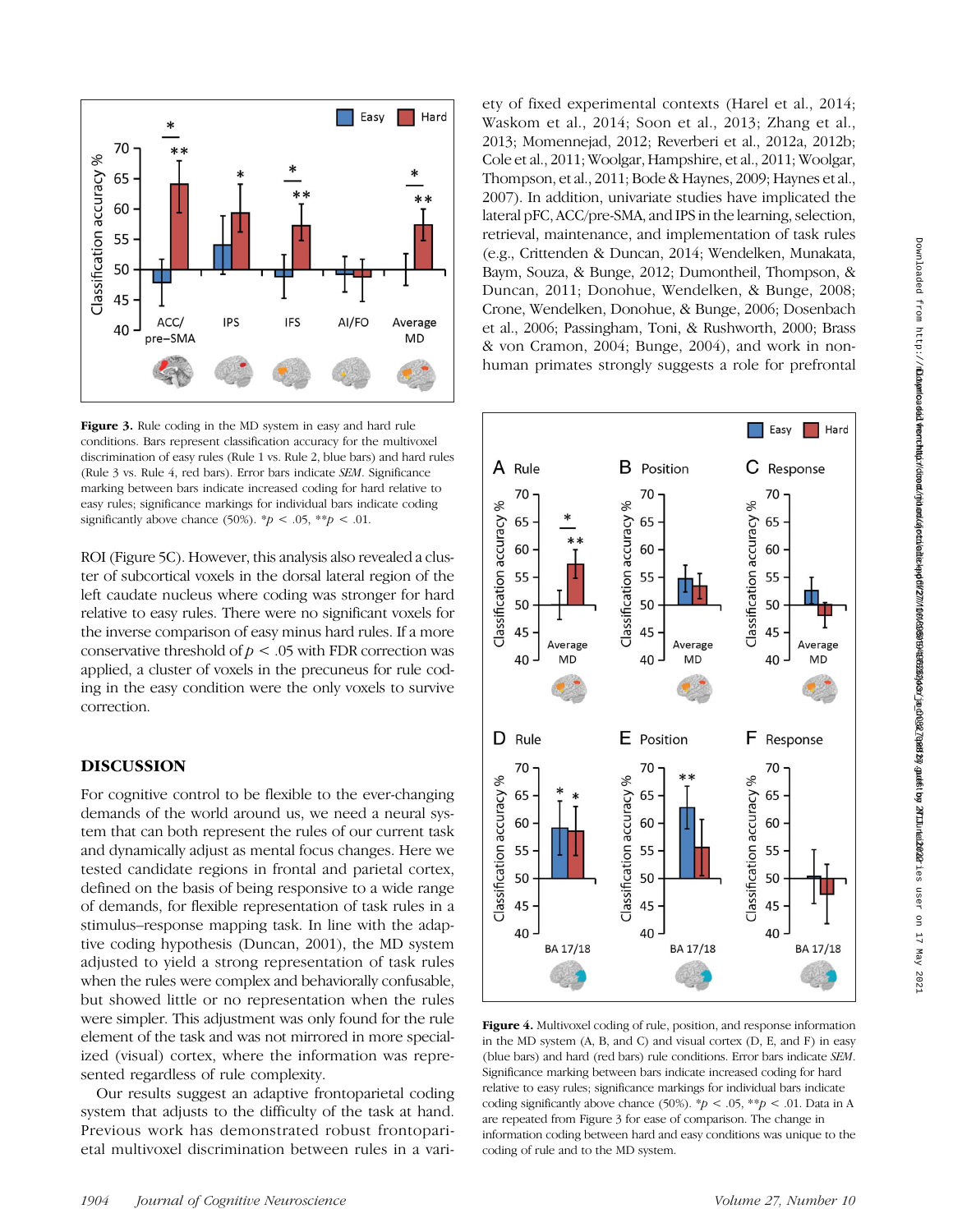**Figure 3.** Rule coding in the MD system in easy and hard rule conditions. Bars represent classification accuracy for the multivoxel discrimination of easy rules (Rule 1 vs. Rule 2, blue bars) and hard rules (Rule 3 vs. Rule 4, red bars). Error bars indicate *SEM*. Significance marking between bars indicate increased coding for hard relative to easy rules; significance markings for individual bars indicate coding significantly above chance (50%). \*$p < .05$, \*\*$p < .01$.

ROI (Figure 5C). However, this analysis also revealed a cluster of subcortical voxels in the dorsal lateral region of the left caudate nucleus where coding was stronger for hard relative to easy rules. There were no significant voxels for the inverse comparison of easy minus hard rules. If a more conservative threshold of $p < .05$ with FDR correction was applied, a cluster of voxels in the precuneus for rule coding in the easy condition were the only voxels to survive correction.

## DISCUSSION

For cognitive control to be flexible to the ever-changing demands of the world around us, we need a neural system that can both represent the rules of our current task and dynamically adjust as mental focus changes. Here we tested candidate regions in frontal and parietal cortex, defined on the basis of being responsive to a wide range of demands, for flexible representation of task rules in a stimulus–response mapping task. In line with the adaptive coding hypothesis (Duncan, 2001), the MD system adjusted to yield a strong representation of task rules when the rules were complex and behaviorally confusable, but showed little or no representation when the rules were simpler. This adjustment was only found for the rule element of the task and was not mirrored in more specialized (visual) cortex, where the information was represented regardless of rule complexity.

Our results suggest an adaptive frontoparietal coding system that adjusts to the difficulty of the task at hand. Previous work has demonstrated robust frontoparietal multivoxel discrimination between rules in a variety of fixed experimental contexts (Harel et al., 2014; Waskom et al., 2014; Soon et al., 2013; Zhang et al., 2013; Momennejad, 2012; Reverberi et al., 2012a, 2012b; Cole et al., 2011; Woolgar, Hampshire, et al., 2011; Woolgar, Thompson, et al., 2011; Bode & Haynes, 2009; Haynes et al., 2007). In addition, univariate studies have implicated the lateral pFC, ACC/pre-SMA, and IPS in the learning, selection, retrieval, maintenance, and implementation of task rules (e.g., Crittenden & Duncan, 2014; Wendelken, Munakata, Baym, Souza, & Bunge, 2012; Dumontheil, Thompson, & Duncan, 2011; Donohue, Wendelken, & Bunge, 2008; Crone, Wendelken, Donohue, & Bunge, 2006; Dosenbach et al., 2006; Passingham, Toni, & Rushworth, 2000; Brass & von Cramon, 2004; Bunge, 2004), and work in non-human primates strongly suggests a role for prefrontal

**Figure 4.** Multivoxel coding of rule, position, and response information in the MD system (A, B, and C) and visual cortex (D, E, and F) in easy (blue bars) and hard (red bars) rule conditions. Error bars indicate *SEM*. Significance marking between bars indicate increased coding for hard relative to easy rules; significance markings for individual bars indicate coding significantly above chance (50%). \*$p < .05$, \*\*$p < .01$. Data in A are repeated from Figure 3 for ease of comparison. The change in information coding between hard and easy conditions was unique to the coding of rule and to the MD system.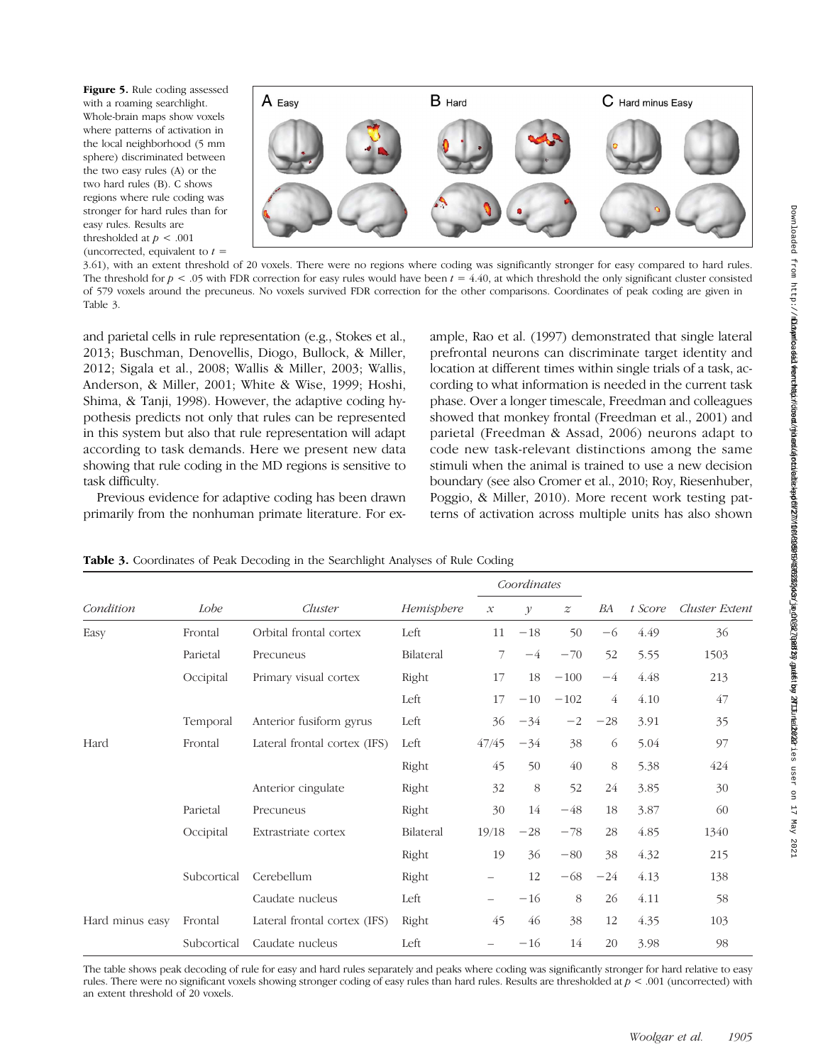**Figure 5.** Rule coding assessed with a roaming searchlight. Whole-brain maps show voxels where patterns of activation in the local neighborhood (5 mm sphere) discriminated between the two easy rules (A) or the two hard rules (B). C shows regions where rule coding was stronger for hard rules than for easy rules. Results are thresholded at $p < .001$ (uncorrected, equivalent to $t = 3.61$), with an extent threshold of 20 voxels. There were no regions where coding was significantly stronger for easy compared to hard rules. The threshold for $p < .05$ with FDR correction for easy rules would have been $t = 4.40$, at which threshold the only significant cluster consisted of 579 voxels around the precuneus. No voxels survived FDR correction for the other comparisons. Coordinates of peak coding are given in Table 3.

and parietal cells in rule representation (e.g., Stokes et al., 2013; Buschman, Denovellis, Diogo, Bullock, & Miller, 2012; Sigala et al., 2008; Wallis & Miller, 2003; Wallis, Anderson, & Miller, 2001; White & Wise, 1999; Hoshi, Shima, & Tanji, 1998). However, the adaptive coding hypothesis predicts not only that rules can be represented in this system but also that rule representation will adapt according to task demands. Here we present new data showing that rule coding in the MD regions is sensitive to task difficulty.

Previous evidence for adaptive coding has been drawn primarily from the nonhuman primate literature. For example, Rao et al. (1997) demonstrated that single lateral prefrontal neurons can discriminate target identity and location at different times within single trials of a task, according to what information is needed in the current task phase. Over a longer timescale, Freedman and colleagues showed that monkey frontal (Freedman et al., 2001) and parietal (Freedman & Assad, 2006) neurons adapt to code new task-relevant distinctions among the same stimuli when the animal is trained to use a new decision boundary (see also Cromer et al., 2010; Roy, Riesenhuber, Poggio, & Miller, 2010). More recent work testing patterns of activation across multiple units has also shown

**Table 3.** Coordinates of Peak Decoding in the Searchlight Analyses of Rule Coding

| *Condition* | *Lobe* | *Cluster* | *Hemisphere* | *Coordinates* | | | *BA* | *t Score* | *Cluster Extent* |
|---|---|---|---|---|---|---|---|---|---|
| | | | | *x* | *y* | *z* | | | |
| Easy | Frontal | Orbital frontal cortex | Left | 11 | −18 | 50 | −6 | 4.49 | 36 |
| | Parietal | Precuneus | Bilateral | 7 | −4 | −70 | 52 | 5.55 | 1503 |
| | Occipital | Primary visual cortex | Right | 17 | 18 | −100 | −4 | 4.48 | 213 |
| | | | Left | 17 | −10 | −102 | 4 | 4.10 | 47 |
| | Temporal | Anterior fusiform gyrus | Left | 36 | −34 | −2 | −28 | 3.91 | 35 |
| Hard | Frontal | Lateral frontal cortex (IFS) | Left | 47/45 | −34 | 38 | 6 | 5.04 | 97 |
| | | | Right | 45 | 50 | 40 | 8 | 5.38 | 424 |
| | | Anterior cingulate | Right | 32 | 8 | 52 | 24 | 3.85 | 30 |
| | Parietal | Precuneus | Right | 30 | 14 | −48 | 18 | 3.87 | 60 |
| | Occipital | Extrastriate cortex | Bilateral | 19/18 | −28 | −78 | 28 | 4.85 | 1340 |
| | | | Right | 19 | 36 | −80 | 38 | 4.32 | 215 |
| | Subcortical | Cerebellum | Right | – | 12 | −68 | −24 | 4.13 | 138 |
| | | Caudate nucleus | Left | – | −16 | 8 | 26 | 4.11 | 58 |
| Hard minus easy | Frontal | Lateral frontal cortex (IFS) | Right | 45 | 46 | 38 | 12 | 4.35 | 103 |
| | Subcortical | Caudate nucleus | Left | – | −16 | 14 | 20 | 3.98 | 98 |

The table shows peak decoding of rule for easy and hard rules separately and peaks where coding was significantly stronger for hard relative to easy rules. There were no significant voxels showing stronger coding of easy rules than hard rules. Results are thresholded at $p < .001$ (uncorrected) with an extent threshold of 20 voxels.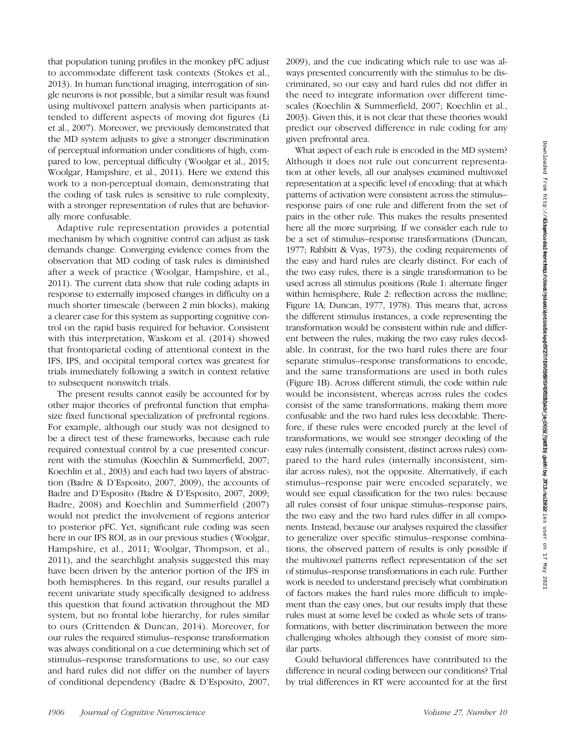that population tuning profiles in the monkey pFC adjust to accommodate different task contexts (Stokes et al., 2013). In human functional imaging, interrogation of single neurons is not possible, but a similar result was found using multivoxel pattern analysis when participants attended to different aspects of moving dot figures (Li et al., 2007). Moreover, we previously demonstrated that the MD system adjusts to give a stronger discrimination of perceptual information under conditions of high, compared to low, perceptual difficulty (Woolgar et al., 2015; Woolgar, Hampshire, et al., 2011). Here we extend this work to a non-perceptual domain, demonstrating that the coding of task rules is sensitive to rule complexity, with a stronger representation of rules that are behaviorally more confusable.

Adaptive rule representation provides a potential mechanism by which cognitive control can adjust as task demands change. Converging evidence comes from the observation that MD coding of task rules is diminished after a week of practice (Woolgar, Hampshire, et al., 2011). The current data show that rule coding adapts in response to externally imposed changes in difficulty on a much shorter timescale (between 2 min blocks), making a clearer case for this system as supporting cognitive control on the rapid basis required for behavior. Consistent with this interpretation, Waskom et al. (2014) showed that frontoparietal coding of attentional context in the IFS, IPS, and occipital temporal cortex was greatest for trials immediately following a switch in context relative to subsequent nonswitch trials.

The present results cannot easily be accounted for by other major theories of prefrontal function that emphasize fixed functional specialization of prefrontal regions. For example, although our study was not designed to be a direct test of these frameworks, because each rule required contextual control by a cue presented concurrent with the stimulus (Koechlin & Summerfield, 2007; Koechlin et al., 2003) and each had two layers of abstraction (Badre & D'Esposito, 2007, 2009), the accounts of Badre and D'Esposito (Badre & D'Esposito, 2007, 2009; Badre, 2008) and Koechlin and Summerfield (2007) would not predict the involvement of regions anterior to posterior pFC. Yet, significant rule coding was seen here in our IFS ROI, as in our previous studies (Woolgar, Hampshire, et al., 2011; Woolgar, Thompson, et al., 2011), and the searchlight analysis suggested this may have been driven by the anterior portion of the IFS in both hemispheres. In this regard, our results parallel a recent univariate study specifically designed to address this question that found activation throughout the MD system, but no frontal lobe hierarchy, for rules similar to ours (Crittenden & Duncan, 2014). Moreover, for our rules the required stimulus–response transformation was always conditional on a cue determining which set of stimulus–response transformations to use, so our easy and hard rules did not differ on the number of layers of conditional dependency (Badre & D'Esposito, 2007, 2009), and the cue indicating which rule to use was always presented concurrently with the stimulus to be discriminated, so our easy and hard rules did not differ in the need to integrate information over different timescales (Koechlin & Summerfield, 2007; Koechlin et al., 2003). Given this, it is not clear that these theories would predict our observed difference in rule coding for any given prefrontal area.

What aspect of each rule is encoded in the MD system? Although it does not rule out concurrent representation at other levels, all our analyses examined multivoxel representation at a specific level of encoding: that at which patterns of activation were consistent across the stimulus–response pairs of one rule and different from the set of pairs in the other rule. This makes the results presented here all the more surprising. If we consider each rule to be a set of stimulus–response transformations (Duncan, 1977; Rabbitt & Vyas, 1973), the coding requirements of the easy and hard rules are clearly distinct. For each of the two easy rules, there is a single transformation to be used across all stimulus positions (Rule 1: alternate finger within hemisphere, Rule 2: reflection across the midline; Figure 1A; Duncan, 1977, 1978). This means that, across the different stimulus instances, a code representing the transformation would be consistent within rule and different between the rules, making the two easy rules decodable. In contrast, for the two hard rules there are four separate stimulus–response transformations to encode, and the same transformations are used in both rules (Figure 1B). Across different stimuli, the code within rule would be inconsistent, whereas across rules the codes consist of the same transformations, making them more confusable and the two hard rules less decodable. Therefore, if these rules were encoded purely at the level of transformations, we would see stronger decoding of the easy rules (internally consistent, distinct across rules) compared to the hard rules (internally inconsistent, similar across rules), not the opposite. Alternatively, if each stimulus–response pair were encoded separately, we would see equal classification for the two rules: because all rules consist of four unique stimulus–response pairs, the two easy and the two hard rules differ in all components. Instead, because our analyses required the classifier to generalize over specific stimulus–response combinations, the observed pattern of results is only possible if the multivoxel patterns reflect representation of the set of stimulus–response transformations in each rule. Further work is needed to understand precisely what combination of factors makes the hard rules more difficult to implement than the easy ones, but our results imply that these rules must at some level be coded as whole sets of transformations, with better discrimination between the more challenging wholes although they consist of more similar parts.

Could behavioral differences have contributed to the difference in neural coding between our conditions? Trial by trial differences in RT were accounted for at the first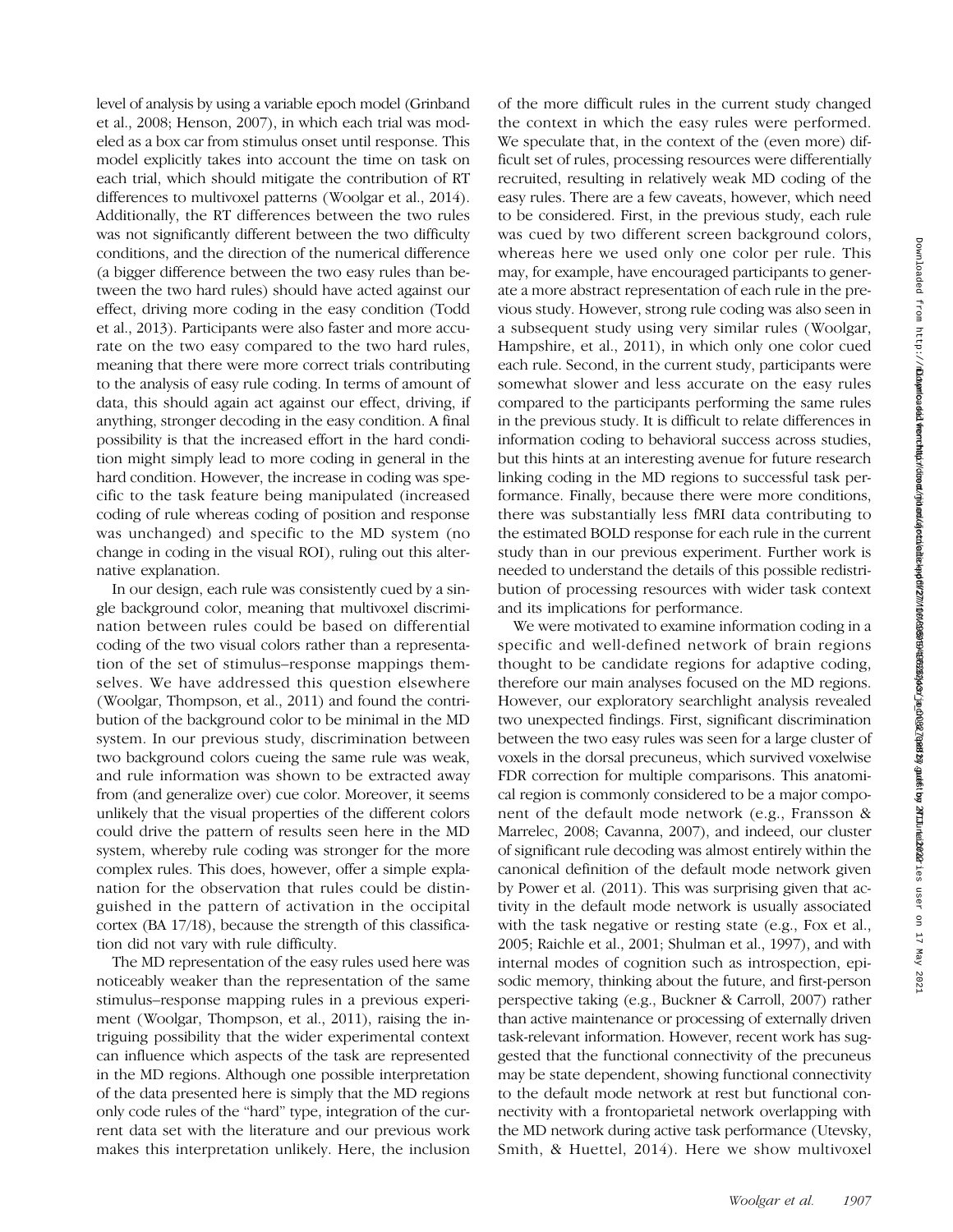level of analysis by using a variable epoch model (Grinband et al., 2008; Henson, 2007), in which each trial was modeled as a box car from stimulus onset until response. This model explicitly takes into account the time on task on each trial, which should mitigate the contribution of RT differences to multivoxel patterns (Woolgar et al., 2014). Additionally, the RT differences between the two rules was not significantly different between the two difficulty conditions, and the direction of the numerical difference (a bigger difference between the two easy rules than between the two hard rules) should have acted against our effect, driving more coding in the easy condition (Todd et al., 2013). Participants were also faster and more accurate on the two easy compared to the two hard rules, meaning that there were more correct trials contributing to the analysis of easy rule coding. In terms of amount of data, this should again act against our effect, driving, if anything, stronger decoding in the easy condition. A final possibility is that the increased effort in the hard condition might simply lead to more coding in general in the hard condition. However, the increase in coding was specific to the task feature being manipulated (increased coding of rule whereas coding of position and response was unchanged) and specific to the MD system (no change in coding in the visual ROI), ruling out this alternative explanation.

In our design, each rule was consistently cued by a single background color, meaning that multivoxel discrimination between rules could be based on differential coding of the two visual colors rather than a representation of the set of stimulus–response mappings themselves. We have addressed this question elsewhere (Woolgar, Thompson, et al., 2011) and found the contribution of the background color to be minimal in the MD system. In our previous study, discrimination between two background colors cueing the same rule was weak, and rule information was shown to be extracted away from (and generalize over) cue color. Moreover, it seems unlikely that the visual properties of the different colors could drive the pattern of results seen here in the MD system, whereby rule coding was stronger for the more complex rules. This does, however, offer a simple explanation for the observation that rules could be distinguished in the pattern of activation in the occipital cortex (BA 17/18), because the strength of this classification did not vary with rule difficulty.

The MD representation of the easy rules used here was noticeably weaker than the representation of the same stimulus–response mapping rules in a previous experiment (Woolgar, Thompson, et al., 2011), raising the intriguing possibility that the wider experimental context can influence which aspects of the task are represented in the MD regions. Although one possible interpretation of the data presented here is simply that the MD regions only code rules of the "hard" type, integration of the current data set with the literature and our previous work makes this interpretation unlikely. Here, the inclusion of the more difficult rules in the current study changed the context in which the easy rules were performed. We speculate that, in the context of the (even more) difficult set of rules, processing resources were differentially recruited, resulting in relatively weak MD coding of the easy rules. There are a few caveats, however, which need to be considered. First, in the previous study, each rule was cued by two different screen background colors, whereas here we used only one color per rule. This may, for example, have encouraged participants to generate a more abstract representation of each rule in the previous study. However, strong rule coding was also seen in a subsequent study using very similar rules (Woolgar, Hampshire, et al., 2011), in which only one color cued each rule. Second, in the current study, participants were somewhat slower and less accurate on the easy rules compared to the participants performing the same rules in the previous study. It is difficult to relate differences in information coding to behavioral success across studies, but this hints at an interesting avenue for future research linking coding in the MD regions to successful task performance. Finally, because there were more conditions, there was substantially less fMRI data contributing to the estimated BOLD response for each rule in the current study than in our previous experiment. Further work is needed to understand the details of this possible redistribution of processing resources with wider task context and its implications for performance.

We were motivated to examine information coding in a specific and well-defined network of brain regions thought to be candidate regions for adaptive coding, therefore our main analyses focused on the MD regions. However, our exploratory searchlight analysis revealed two unexpected findings. First, significant discrimination between the two easy rules was seen for a large cluster of voxels in the dorsal precuneus, which survived voxelwise FDR correction for multiple comparisons. This anatomical region is commonly considered to be a major component of the default mode network (e.g., Fransson & Marrelec, 2008; Cavanna, 2007), and indeed, our cluster of significant rule decoding was almost entirely within the canonical definition of the default mode network given by Power et al. (2011). This was surprising given that activity in the default mode network is usually associated with the task negative or resting state (e.g., Fox et al., 2005; Raichle et al., 2001; Shulman et al., 1997), and with internal modes of cognition such as introspection, episodic memory, thinking about the future, and first-person perspective taking (e.g., Buckner & Carroll, 2007) rather than active maintenance or processing of externally driven task-relevant information. However, recent work has suggested that the functional connectivity of the precuneus may be state dependent, showing functional connectivity to the default mode network at rest but functional connectivity with a frontoparietal network overlapping with the MD network during active task performance (Utevsky, Smith, & Huettel, 2014). Here we show multivoxel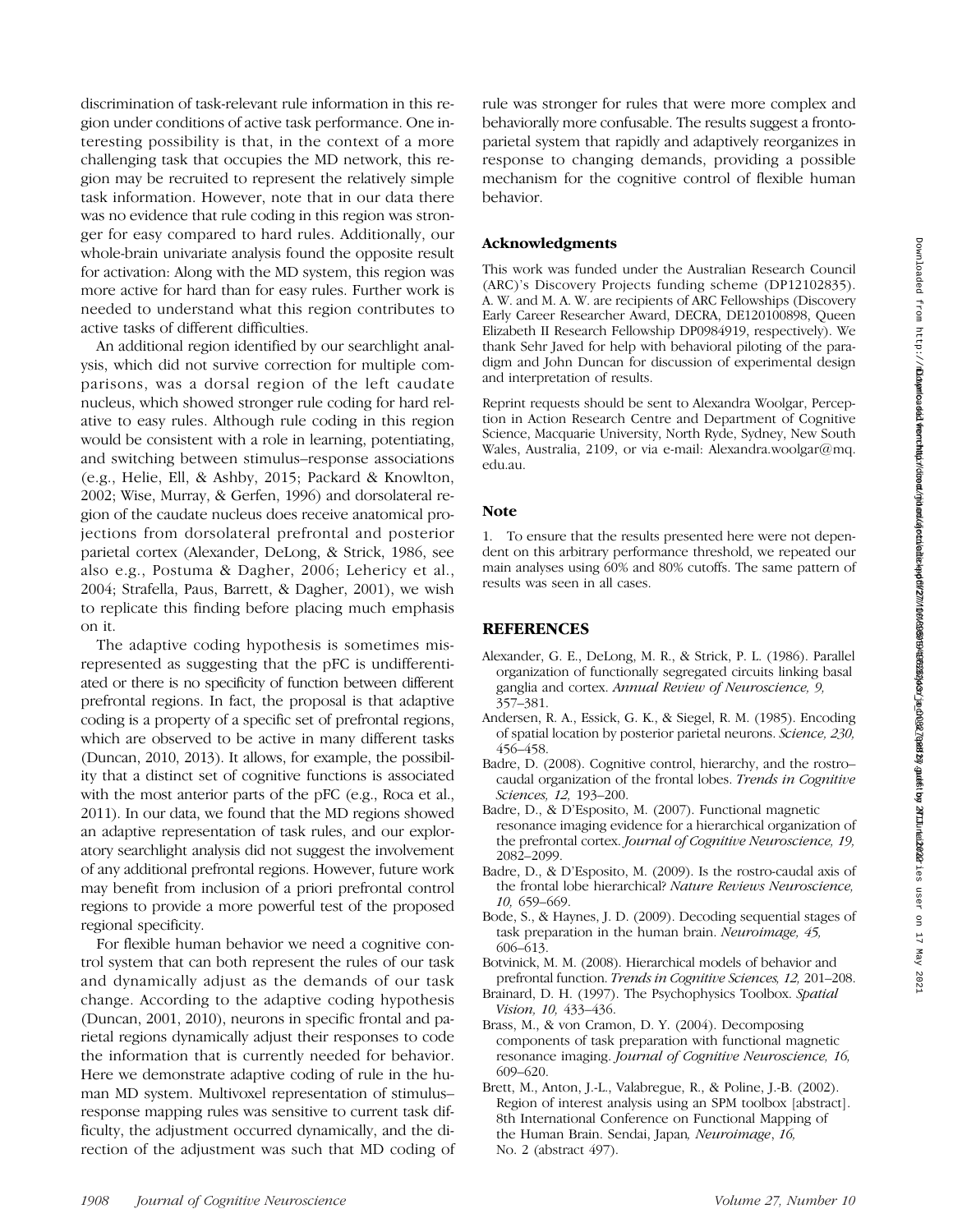discrimination of task-relevant rule information in this region under conditions of active task performance. One interesting possibility is that, in the context of a more challenging task that occupies the MD network, this region may be recruited to represent the relatively simple task information. However, note that in our data there was no evidence that rule coding in this region was stronger for easy compared to hard rules. Additionally, our whole-brain univariate analysis found the opposite result for activation: Along with the MD system, this region was more active for hard than for easy rules. Further work is needed to understand what this region contributes to active tasks of different difficulties.

An additional region identified by our searchlight analysis, which did not survive correction for multiple comparisons, was a dorsal region of the left caudate nucleus, which showed stronger rule coding for hard relative to easy rules. Although rule coding in this region would be consistent with a role in learning, potentiating, and switching between stimulus–response associations (e.g., Helie, Ell, & Ashby, 2015; Packard & Knowlton, 2002; Wise, Murray, & Gerfen, 1996) and dorsolateral region of the caudate nucleus does receive anatomical projections from dorsolateral prefrontal and posterior parietal cortex (Alexander, DeLong, & Strick, 1986, see also e.g., Postuma & Dagher, 2006; Lehericy et al., 2004; Strafella, Paus, Barrett, & Dagher, 2001), we wish to replicate this finding before placing much emphasis on it.

The adaptive coding hypothesis is sometimes misrepresented as suggesting that the pFC is undifferentiated or there is no specificity of function between different prefrontal regions. In fact, the proposal is that adaptive coding is a property of a specific set of prefrontal regions, which are observed to be active in many different tasks (Duncan, 2010, 2013). It allows, for example, the possibility that a distinct set of cognitive functions is associated with the most anterior parts of the pFC (e.g., Roca et al., 2011). In our data, we found that the MD regions showed an adaptive representation of task rules, and our exploratory searchlight analysis did not suggest the involvement of any additional prefrontal regions. However, future work may benefit from inclusion of a priori prefrontal control regions to provide a more powerful test of the proposed regional specificity.

For flexible human behavior we need a cognitive control system that can both represent the rules of our task and dynamically adjust as the demands of our task change. According to the adaptive coding hypothesis (Duncan, 2001, 2010), neurons in specific frontal and parietal regions dynamically adjust their responses to code the information that is currently needed for behavior. Here we demonstrate adaptive coding of rule in the human MD system. Multivoxel representation of stimulus–response mapping rules was sensitive to current task difficulty, the adjustment occurred dynamically, and the direction of the adjustment was such that MD coding of rule was stronger for rules that were more complex and behaviorally more confusable. The results suggest a frontoparietal system that rapidly and adaptively reorganizes in response to changing demands, providing a possible mechanism for the cognitive control of flexible human behavior.

## Acknowledgments

This work was funded under the Australian Research Council (ARC)'s Discovery Projects funding scheme (DP12102835). A. W. and M. A. W. are recipients of ARC Fellowships (Discovery Early Career Researcher Award, DECRA, DE120100898, Queen Elizabeth II Research Fellowship DP0984919, respectively). We thank Sehr Javed for help with behavioral piloting of the paradigm and John Duncan for discussion of experimental design and interpretation of results.

Reprint requests should be sent to Alexandra Woolgar, Perception in Action Research Centre and Department of Cognitive Science, Macquarie University, North Ryde, Sydney, New South Wales, Australia, 2109, or via e-mail: Alexandra.woolgar@mq.edu.au.

## Note

1. To ensure that the results presented here were not dependent on this arbitrary performance threshold, we repeated our main analyses using 60% and 80% cutoffs. The same pattern of results was seen in all cases.

## REFERENCES

Alexander, G. E., DeLong, M. R., & Strick, P. L. (1986). Parallel organization of functionally segregated circuits linking basal ganglia and cortex. *Annual Review of Neuroscience, 9,* 357–381.

Andersen, R. A., Essick, G. K., & Siegel, R. M. (1985). Encoding of spatial location by posterior parietal neurons. *Science, 230,* 456–458.

Badre, D. (2008). Cognitive control, hierarchy, and the rostro–caudal organization of the frontal lobes. *Trends in Cognitive Sciences, 12,* 193–200.

Badre, D., & D'Esposito, M. (2007). Functional magnetic resonance imaging evidence for a hierarchical organization of the prefrontal cortex. *Journal of Cognitive Neuroscience, 19,* 2082–2099.

Badre, D., & D'Esposito, M. (2009). Is the rostro-caudal axis of the frontal lobe hierarchical? *Nature Reviews Neuroscience, 10,* 659–669.

Bode, S., & Haynes, J. D. (2009). Decoding sequential stages of task preparation in the human brain. *Neuroimage, 45,* 606–613.

Botvinick, M. M. (2008). Hierarchical models of behavior and prefrontal function. *Trends in Cognitive Sciences, 12,* 201–208.

Brainard, D. H. (1997). The Psychophysics Toolbox. *Spatial Vision, 10,* 433–436.

Brass, M., & von Cramon, D. Y. (2004). Decomposing components of task preparation with functional magnetic resonance imaging. *Journal of Cognitive Neuroscience, 16,* 609–620.

Brett, M., Anton, J.-L., Valabregue, R., & Poline, J.-B. (2002). Region of interest analysis using an SPM toolbox [abstract]. 8th International Conference on Functional Mapping of the Human Brain. Sendai, Japan, *Neuroimage*, *16,* No. 2 (abstract 497).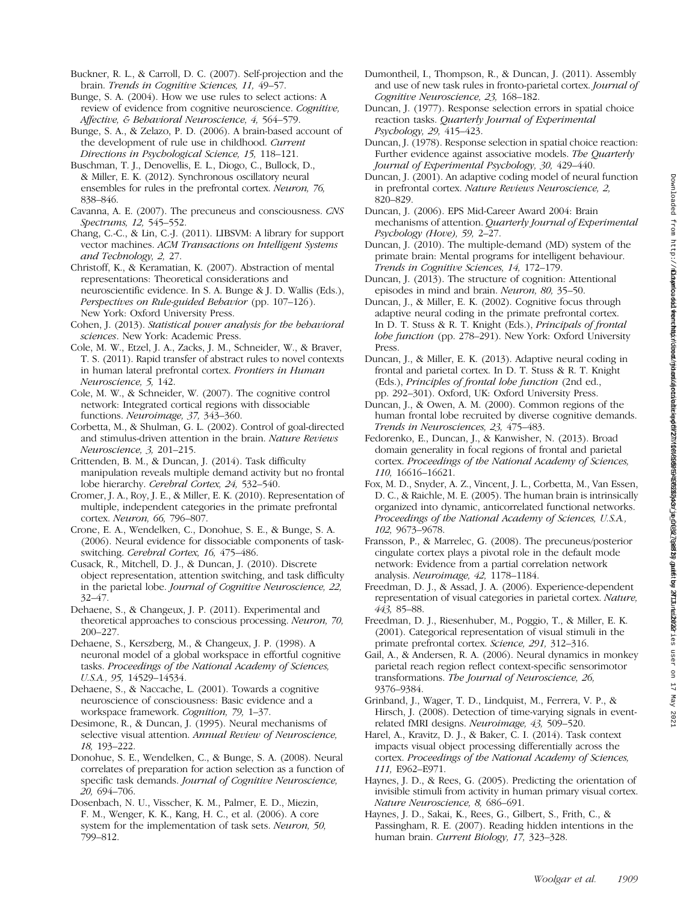Buckner, R. L., & Carroll, D. C. (2007). Self-projection and the brain. *Trends in Cognitive Sciences, 11,* 49–57.

Bunge, S. A. (2004). How we use rules to select actions: A review of evidence from cognitive neuroscience. *Cognitive, Affective, & Behavioral Neuroscience, 4,* 564–579.

Bunge, S. A., & Zelazo, P. D. (2006). A brain-based account of the development of rule use in childhood. *Current Directions in Psychological Science, 15,* 118–121.

Buschman, T. J., Denovellis, E. L., Diogo, C., Bullock, D., & Miller, E. K. (2012). Synchronous oscillatory neural ensembles for rules in the prefrontal cortex. *Neuron, 76,* 838–846.

Cavanna, A. E. (2007). The precuneus and consciousness. *CNS Spectrums, 12,* 545–552.

Chang, C.-C., & Lin, C.-J. (2011). LIBSVM: A library for support vector machines. *ACM Transactions on Intelligent Systems and Technology, 2,* 27.

Christoff, K., & Keramatian, K. (2007). Abstraction of mental representations: Theoretical considerations and neuroscientific evidence. In S. A. Bunge & J. D. Wallis (Eds.), *Perspectives on Rule-guided Behavior* (pp. 107–126). New York: Oxford University Press.

Cohen, J. (2013). *Statistical power analysis for the behavioral sciences*. New York: Academic Press.

Cole, M. W., Etzel, J. A., Zacks, J. M., Schneider, W., & Braver, T. S. (2011). Rapid transfer of abstract rules to novel contexts in human lateral prefrontal cortex. *Frontiers in Human Neuroscience, 5,* 142.

Cole, M. W., & Schneider, W. (2007). The cognitive control network: Integrated cortical regions with dissociable functions. *Neuroimage, 37,* 343–360.

Corbetta, M., & Shulman, G. L. (2002). Control of goal-directed and stimulus-driven attention in the brain. *Nature Reviews Neuroscience, 3,* 201–215.

Crittenden, B. M., & Duncan, J. (2014). Task difficulty manipulation reveals multiple demand activity but no frontal lobe hierarchy. *Cerebral Cortex, 24,* 532–540.

Cromer, J. A., Roy, J. E., & Miller, E. K. (2010). Representation of multiple, independent categories in the primate prefrontal cortex. *Neuron, 66,* 796–807.

Crone, E. A., Wendelken, C., Donohue, S. E., & Bunge, S. A. (2006). Neural evidence for dissociable components of task-switching. *Cerebral Cortex, 16,* 475–486.

Cusack, R., Mitchell, D. J., & Duncan, J. (2010). Discrete object representation, attention switching, and task difficulty in the parietal lobe. *Journal of Cognitive Neuroscience, 22,* 32–47.

Dehaene, S., & Changeux, J. P. (2011). Experimental and theoretical approaches to conscious processing. *Neuron, 70,* 200–227.

Dehaene, S., Kerszberg, M., & Changeux, J. P. (1998). A neuronal model of a global workspace in effortful cognitive tasks. *Proceedings of the National Academy of Sciences, U.S.A., 95,* 14529–14534.

Dehaene, S., & Naccache, L. (2001). Towards a cognitive neuroscience of consciousness: Basic evidence and a workspace framework. *Cognition, 79,* 1–37.

Desimone, R., & Duncan, J. (1995). Neural mechanisms of selective visual attention. *Annual Review of Neuroscience, 18,* 193–222.

Donohue, S. E., Wendelken, C., & Bunge, S. A. (2008). Neural correlates of preparation for action selection as a function of specific task demands. *Journal of Cognitive Neuroscience, 20,* 694–706.

Dosenbach, N. U., Visscher, K. M., Palmer, E. D., Miezin, F. M., Wenger, K. K., Kang, H. C., et al. (2006). A core system for the implementation of task sets. *Neuron, 50,* 799–812.

Dumontheil, I., Thompson, R., & Duncan, J. (2011). Assembly and use of new task rules in fronto-parietal cortex. *Journal of Cognitive Neuroscience, 23,* 168–182.

Duncan, J. (1977). Response selection errors in spatial choice reaction tasks. *Quarterly Journal of Experimental Psychology, 29,* 415–423.

Duncan, J. (1978). Response selection in spatial choice reaction: Further evidence against associative models. *The Quarterly Journal of Experimental Psychology, 30,* 429–440.

Duncan, J. (2001). An adaptive coding model of neural function in prefrontal cortex. *Nature Reviews Neuroscience, 2,* 820–829.

Duncan, J. (2006). EPS Mid-Career Award 2004: Brain mechanisms of attention. *Quarterly Journal of Experimental Psychology (Hove), 59,* 2–27.

Duncan, J. (2010). The multiple-demand (MD) system of the primate brain: Mental programs for intelligent behaviour. *Trends in Cognitive Sciences, 14,* 172–179.

Duncan, J. (2013). The structure of cognition: Attentional episodes in mind and brain. *Neuron, 80,* 35–50.

Duncan, J., & Miller, E. K. (2002). Cognitive focus through adaptive neural coding in the primate prefrontal cortex. In D. T. Stuss & R. T. Knight (Eds.), *Principals of frontal lobe function* (pp. 278–291). New York: Oxford University Press.

Duncan, J., & Miller, E. K. (2013). Adaptive neural coding in frontal and parietal cortex. In D. T. Stuss & R. T. Knight (Eds.), *Principles of frontal lobe function* (2nd ed., pp. 292–301). Oxford, UK: Oxford University Press.

Duncan, J., & Owen, A. M. (2000). Common regions of the human frontal lobe recruited by diverse cognitive demands. *Trends in Neurosciences, 23,* 475–483.

Fedorenko, E., Duncan, J., & Kanwisher, N. (2013). Broad domain generality in focal regions of frontal and parietal cortex. *Proceedings of the National Academy of Sciences, 110,* 16616–16621.

Fox, M. D., Snyder, A. Z., Vincent, J. L., Corbetta, M., Van Essen, D. C., & Raichle, M. E. (2005). The human brain is intrinsically organized into dynamic, anticorrelated functional networks. *Proceedings of the National Academy of Sciences, U.S.A., 102,* 9673–9678.

Fransson, P., & Marrelec, G. (2008). The precuneus/posterior cingulate cortex plays a pivotal role in the default mode network: Evidence from a partial correlation network analysis. *Neuroimage, 42,* 1178–1184.

Freedman, D. J., & Assad, J. A. (2006). Experience-dependent representation of visual categories in parietal cortex. *Nature, 443,* 85–88.

Freedman, D. J., Riesenhuber, M., Poggio, T., & Miller, E. K. (2001). Categorical representation of visual stimuli in the primate prefrontal cortex. *Science, 291,* 312–316.

Gail, A., & Andersen, R. A. (2006). Neural dynamics in monkey parietal reach region reflect context-specific sensorimotor transformations. *The Journal of Neuroscience, 26,* 9376–9384.

Grinband, J., Wager, T. D., Lindquist, M., Ferrera, V. P., & Hirsch, J. (2008). Detection of time-varying signals in event-related fMRI designs. *Neuroimage, 43,* 509–520.

Harel, A., Kravitz, D. J., & Baker, C. I. (2014). Task context impacts visual object processing differentially across the cortex. *Proceedings of the National Academy of Sciences, 111,* E962–E971.

Haynes, J. D., & Rees, G. (2005). Predicting the orientation of invisible stimuli from activity in human primary visual cortex. *Nature Neuroscience, 8,* 686–691.

Haynes, J. D., Sakai, K., Rees, G., Gilbert, S., Frith, C., & Passingham, R. E. (2007). Reading hidden intentions in the human brain. *Current Biology, 17,* 323–328.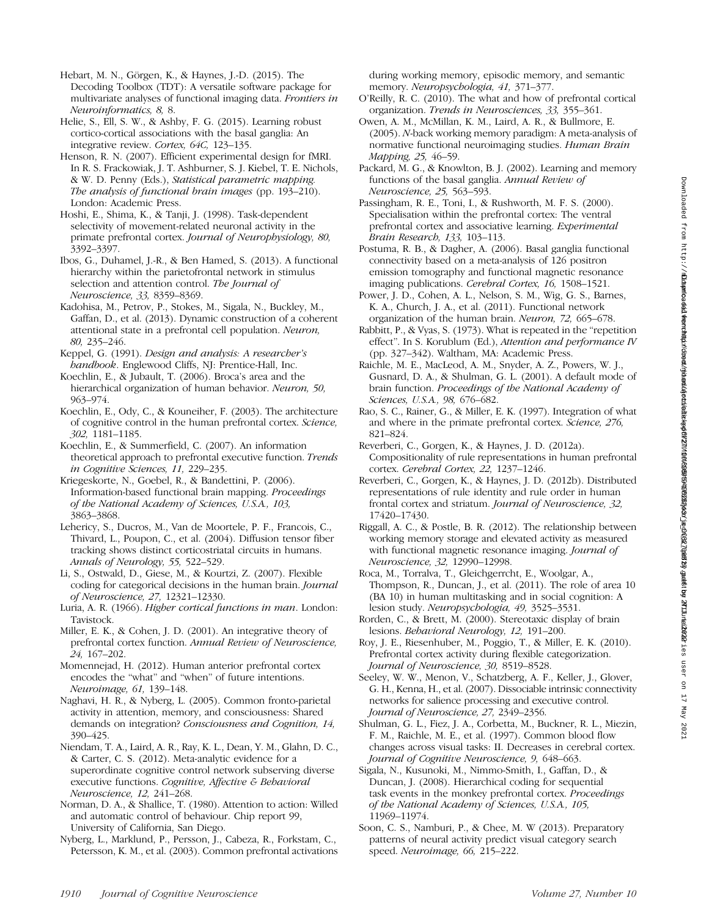Hebart, M. N., Görgen, K., & Haynes, J.-D. (2015). The Decoding Toolbox (TDT): A versatile software package for multivariate analyses of functional imaging data. *Frontiers in Neuroinformatics, 8,* 8.

Helie, S., Ell, S. W., & Ashby, F. G. (2015). Learning robust cortico-cortical associations with the basal ganglia: An integrative review. *Cortex, 64C,* 123–135.

Henson, R. N. (2007). Efficient experimental design for fMRI. In R. S. Frackowiak, J. T. Ashburner, S. J. Kiebel, T. E. Nichols, & W. D. Penny (Eds.), *Statistical parametric mapping. The analysis of functional brain images* (pp. 193–210). London: Academic Press.

Hoshi, E., Shima, K., & Tanji, J. (1998). Task-dependent selectivity of movement-related neuronal activity in the primate prefrontal cortex. *Journal of Neurophysiology, 80,* 3392–3397.

Ibos, G., Duhamel, J.-R., & Ben Hamed, S. (2013). A functional hierarchy within the parietofrontal network in stimulus selection and attention control. *The Journal of Neuroscience, 33,* 8359–8369.

Kadohisa, M., Petrov, P., Stokes, M., Sigala, N., Buckley, M., Gaffan, D., et al. (2013). Dynamic construction of a coherent attentional state in a prefrontal cell population. *Neuron, 80,* 235–246.

Keppel, G. (1991). *Design and analysis: A researcher's handbook*. Englewood Cliffs, NJ: Prentice-Hall, Inc.

Koechlin, E., & Jubault, T. (2006). Broca's area and the hierarchical organization of human behavior. *Neuron, 50,* 963–974.

Koechlin, E., Ody, C., & Kouneiher, F. (2003). The architecture of cognitive control in the human prefrontal cortex. *Science, 302,* 1181–1185.

Koechlin, E., & Summerfield, C. (2007). An information theoretical approach to prefrontal executive function. *Trends in Cognitive Sciences, 11,* 229–235.

Kriegeskorte, N., Goebel, R., & Bandettini, P. (2006). Information-based functional brain mapping. *Proceedings of the National Academy of Sciences, U.S.A., 103,* 3863–3868.

Lehericy, S., Ducros, M., Van de Moortele, P. F., Francois, C., Thivard, L., Poupon, C., et al. (2004). Diffusion tensor fiber tracking shows distinct corticostriatal circuits in humans. *Annals of Neurology, 55,* 522–529.

Li, S., Ostwald, D., Giese, M., & Kourtzi, Z. (2007). Flexible coding for categorical decisions in the human brain. *Journal of Neuroscience, 27,* 12321–12330.

Luria, A. R. (1966). *Higher cortical functions in man*. London: Tavistock.

Miller, E. K., & Cohen, J. D. (2001). An integrative theory of prefrontal cortex function. *Annual Review of Neuroscience, 24,* 167–202.

Momennejad, H. (2012). Human anterior prefrontal cortex encodes the "what" and "when" of future intentions. *Neuroimage, 61,* 139–148.

Naghavi, H. R., & Nyberg, L. (2005). Common fronto-parietal activity in attention, memory, and consciousness: Shared demands on integration? *Consciousness and Cognition, 14,* 390–425.

Niendam, T. A., Laird, A. R., Ray, K. L., Dean, Y. M., Glahn, D. C., & Carter, C. S. (2012). Meta-analytic evidence for a superordinate cognitive control network subserving diverse executive functions. *Cognitive, Affective & Behavioral Neuroscience, 12,* 241–268.

Norman, D. A., & Shallice, T. (1980). Attention to action: Willed and automatic control of behaviour. Chip report 99, University of California, San Diego.

Nyberg, L., Marklund, P., Persson, J., Cabeza, R., Forkstam, C., Petersson, K. M., et al. (2003). Common prefrontal activations during working memory, episodic memory, and semantic memory. *Neuropsychologia, 41,* 371–377.

O'Reilly, R. C. (2010). The what and how of prefrontal cortical organization. *Trends in Neurosciences, 33,* 355–361.

Owen, A. M., McMillan, K. M., Laird, A. R., & Bullmore, E. (2005). *N*-back working memory paradigm: A meta-analysis of normative functional neuroimaging studies. *Human Brain Mapping, 25,* 46–59.

Packard, M. G., & Knowlton, B. J. (2002). Learning and memory functions of the basal ganglia. *Annual Review of Neuroscience, 25,* 563–593.

Passingham, R. E., Toni, I., & Rushworth, M. F. S. (2000). Specialisation within the prefrontal cortex: The ventral prefrontal cortex and associative learning. *Experimental Brain Research, 133,* 103–113.

Postuma, R. B., & Dagher, A. (2006). Basal ganglia functional connectivity based on a meta-analysis of 126 positron emission tomography and functional magnetic resonance imaging publications. *Cerebral Cortex, 16,* 1508–1521.

Power, J. D., Cohen, A. L., Nelson, S. M., Wig, G. S., Barnes, K. A., Church, J. A., et al. (2011). Functional network organization of the human brain. *Neuron, 72,* 665–678.

Rabbitt, P., & Vyas, S. (1973). What is repeated in the "repetition effect". In S. Korublum (Ed.), *Attention and performance IV* (pp. 327–342). Waltham, MA: Academic Press.

Raichle, M. E., MacLeod, A. M., Snyder, A. Z., Powers, W. J., Gusnard, D. A., & Shulman, G. L. (2001). A default mode of brain function. *Proceedings of the National Academy of Sciences, U.S.A., 98,* 676–682.

Rao, S. C., Rainer, G., & Miller, E. K. (1997). Integration of what and where in the primate prefrontal cortex. *Science, 276,* 821–824.

Reverberi, C., Gorgen, K., & Haynes, J. D. (2012a). Compositionality of rule representations in human prefrontal cortex. *Cerebral Cortex, 22,* 1237–1246.

Reverberi, C., Gorgen, K., & Haynes, J. D. (2012b). Distributed representations of rule identity and rule order in human frontal cortex and striatum. *Journal of Neuroscience, 32,* 17420–17430.

Riggall, A. C., & Postle, B. R. (2012). The relationship between working memory storage and elevated activity as measured with functional magnetic resonance imaging. *Journal of Neuroscience, 32,* 12990–12998.

Roca, M., Torralva, T., Gleichgerrcht, E., Woolgar, A., Thompson, R., Duncan, J., et al. (2011). The role of area 10 (BA 10) in human multitasking and in social cognition: A lesion study. *Neuropsychologia, 49,* 3525–3531.

Rorden, C., & Brett, M. (2000). Stereotaxic display of brain lesions. *Behavioral Neurology, 12,* 191–200.

Roy, J. E., Riesenhuber, M., Poggio, T., & Miller, E. K. (2010). Prefrontal cortex activity during flexible categorization. *Journal of Neuroscience, 30,* 8519–8528.

Seeley, W. W., Menon, V., Schatzberg, A. F., Keller, J., Glover, G. H., Kenna, H., et al. (2007). Dissociable intrinsic connectivity networks for salience processing and executive control. *Journal of Neuroscience, 27,* 2349–2356.

Shulman, G. L., Fiez, J. A., Corbetta, M., Buckner, R. L., Miezin, F. M., Raichle, M. E., et al. (1997). Common blood flow changes across visual tasks: II. Decreases in cerebral cortex. *Journal of Cognitive Neuroscience, 9,* 648–663.

Sigala, N., Kusunoki, M., Nimmo-Smith, I., Gaffan, D., & Duncan, J. (2008). Hierarchical coding for sequential task events in the monkey prefrontal cortex. *Proceedings of the National Academy of Sciences, U.S.A., 105,* 11969–11974.

Soon, C. S., Namburi, P., & Chee, M. W (2013). Preparatory patterns of neural activity predict visual category search speed. *Neuroimage, 66,* 215–222.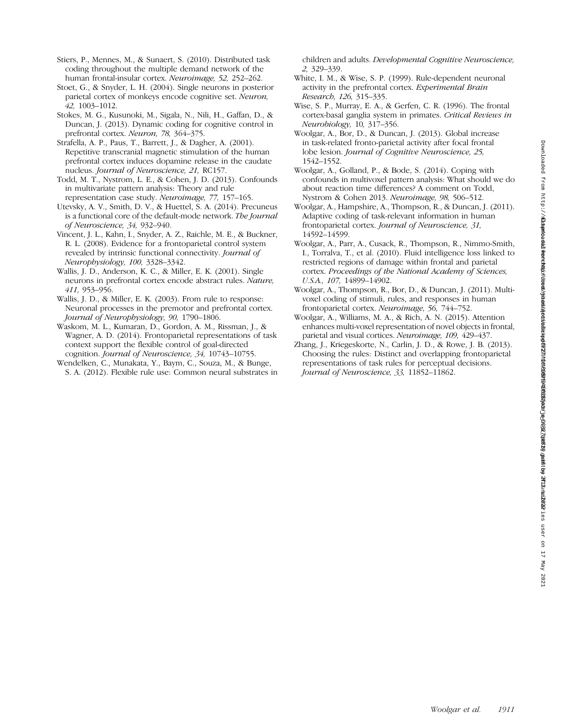Stiers, P., Mennes, M., & Sunaert, S. (2010). Distributed task coding throughout the multiple demand network of the human frontal-insular cortex. *Neuroimage, 52,* 252–262.

Stoet, G., & Snyder, L. H. (2004). Single neurons in posterior parietal cortex of monkeys encode cognitive set. *Neuron, 42,* 1003–1012.

Stokes, M. G., Kusunoki, M., Sigala, N., Nili, H., Gaffan, D., & Duncan, J. (2013). Dynamic coding for cognitive control in prefrontal cortex. *Neuron, 78,* 364–375.

Strafella, A. P., Paus, T., Barrett, J., & Dagher, A. (2001). Repetitive transcranial magnetic stimulation of the human prefrontal cortex induces dopamine release in the caudate nucleus. *Journal of Neuroscience, 21,* RC157.

Todd, M. T., Nystrom, L. E., & Cohen, J. D. (2013). Confounds in multivariate pattern analysis: Theory and rule representation case study. *Neuroimage, 77,* 157–165.

Utevsky, A. V., Smith, D. V., & Huettel, S. A. (2014). Precuneus is a functional core of the default-mode network. *The Journal of Neuroscience, 34,* 932–940.

Vincent, J. L., Kahn, I., Snyder, A. Z., Raichle, M. E., & Buckner, R. L. (2008). Evidence for a frontoparietal control system revealed by intrinsic functional connectivity. *Journal of Neurophysiology, 100,* 3328–3342.

Wallis, J. D., Anderson, K. C., & Miller, E. K. (2001). Single neurons in prefrontal cortex encode abstract rules. *Nature, 411,* 953–956.

Wallis, J. D., & Miller, E. K. (2003). From rule to response: Neuronal processes in the premotor and prefrontal cortex. *Journal of Neurophysiology, 90,* 1790–1806.

Waskom, M. L., Kumaran, D., Gordon, A. M., Rissman, J., & Wagner, A. D. (2014). Frontoparietal representations of task context support the flexible control of goal-directed cognition. *Journal of Neuroscience, 34,* 10743–10755.

Wendelken, C., Munakata, Y., Baym, C., Souza, M., & Bunge, S. A. (2012). Flexible rule use: Common neural substrates in children and adults. *Developmental Cognitive Neuroscience, 2,* 329–339.

White, I. M., & Wise, S. P. (1999). Rule-dependent neuronal activity in the prefrontal cortex. *Experimental Brain Research, 126,* 315–335.

Wise, S. P., Murray, E. A., & Gerfen, C. R. (1996). The frontal cortex-basal ganglia system in primates. *Critical Reviews in Neurobiology,* 10, 317–356.

Woolgar, A., Bor, D., & Duncan, J. (2013). Global increase in task-related fronto-parietal activity after focal frontal lobe lesion. *Journal of Cognitive Neuroscience, 25,* 1542–1552.

Woolgar, A., Golland, P., & Bode, S. (2014). Coping with confounds in multivoxel pattern analysis: What should we do about reaction time differences? A comment on Todd, Nystrom & Cohen 2013. *Neuroimage, 98,* 506–512.

Woolgar, A., Hampshire, A., Thompson, R., & Duncan, J. (2011). Adaptive coding of task-relevant information in human frontoparietal cortex. *Journal of Neuroscience, 31,* 14592–14599.

Woolgar, A., Parr, A., Cusack, R., Thompson, R., Nimmo-Smith, I., Torralva, T., et al. (2010). Fluid intelligence loss linked to restricted regions of damage within frontal and parietal cortex. *Proceedings of the National Academy of Sciences, U.S.A., 107,* 14899–14902.

Woolgar, A., Thompson, R., Bor, D., & Duncan, J. (2011). Multi-voxel coding of stimuli, rules, and responses in human frontoparietal cortex. *Neuroimage, 56,* 744–752.

Woolgar, A., Williams, M. A., & Rich, A. N. (2015). Attention enhances multi-voxel representation of novel objects in frontal, parietal and visual cortices. *Neuroimage, 109,* 429–437.

Zhang, J., Kriegeskorte, N., Carlin, J. D., & Rowe, J. B. (2013). Choosing the rules: Distinct and overlapping frontoparietal representations of task rules for perceptual decisions. *Journal of Neuroscience, 33,* 11852–11862.